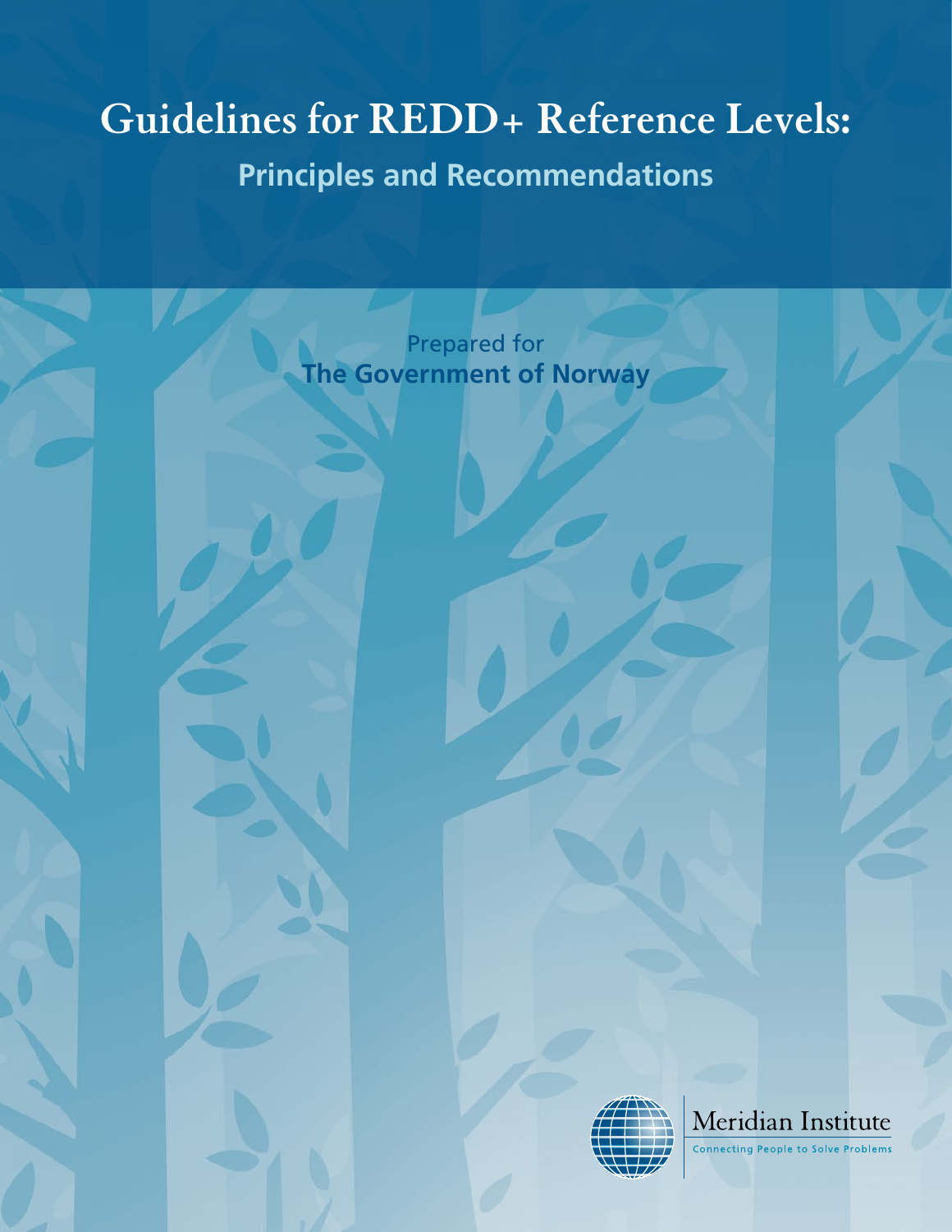# Guidelines for REDD+ Reference Levels:

## Principles and Recommendations

Prepared for
**The Government of Norway**

Meridian Institute
Connecting People to Solve Problems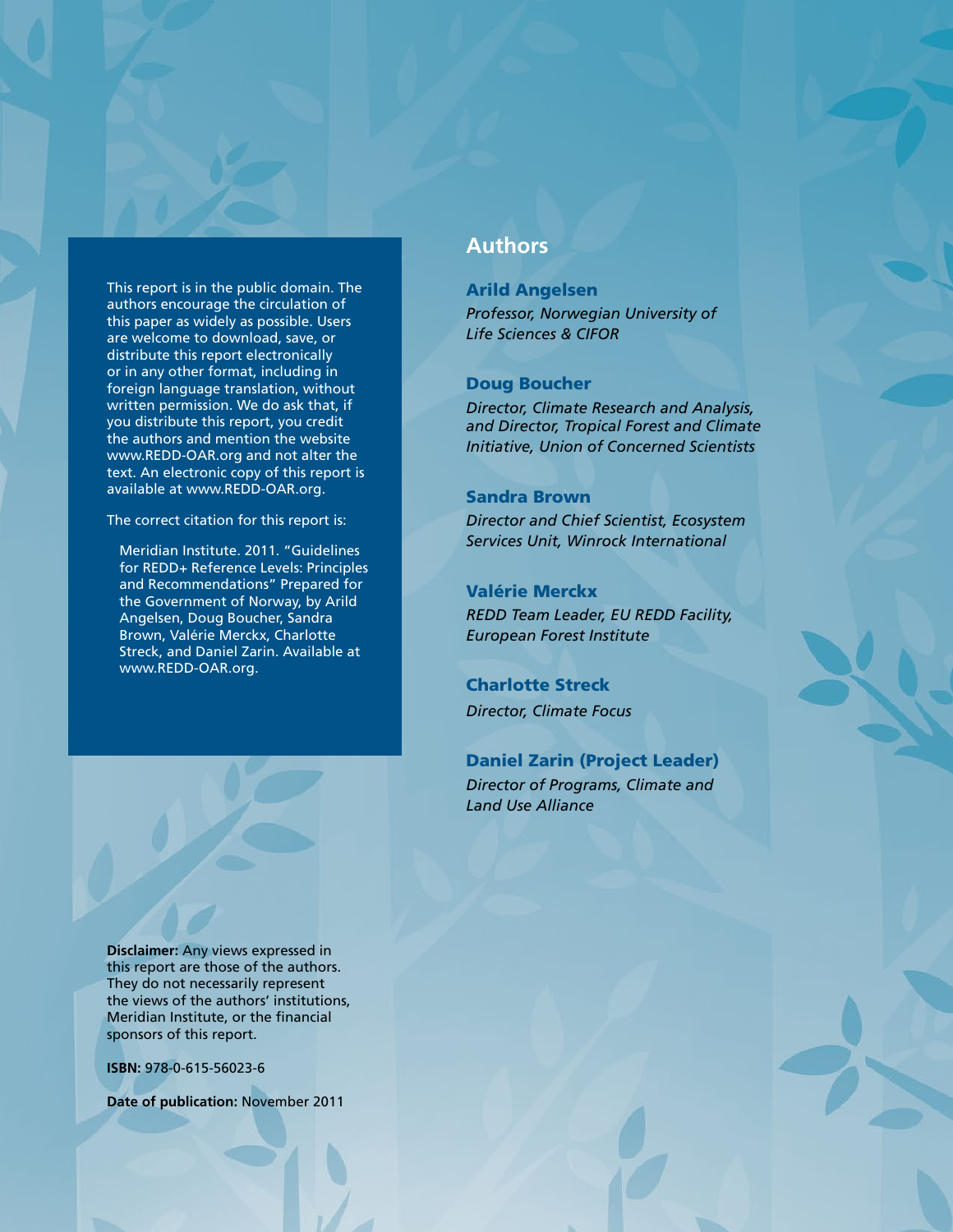This report is in the public domain. The authors encourage the circulation of this paper as widely as possible. Users are welcome to download, save, or distribute this report electronically or in any other format, including in foreign language translation, without written permission. We do ask that, if you distribute this report, you credit the authors and mention the website www.REDD-OAR.org and not alter the text. An electronic copy of this report is available at www.REDD-OAR.org.

The correct citation for this report is:

> Meridian Institute. 2011. "Guidelines for REDD+ Reference Levels: Principles and Recommendations" Prepared for the Government of Norway, by Arild Angelsen, Doug Boucher, Sandra Brown, Valérie Merckx, Charlotte Streck, and Daniel Zarin. Available at www.REDD-OAR.org.

## Authors

### Arild Angelsen

*Professor, Norwegian University of Life Sciences & CIFOR*

### Doug Boucher

*Director, Climate Research and Analysis, and Director, Tropical Forest and Climate Initiative, Union of Concerned Scientists*

### Sandra Brown

*Director and Chief Scientist, Ecosystem Services Unit, Winrock International*

### Valérie Merckx

*REDD Team Leader, EU REDD Facility, European Forest Institute*

### Charlotte Streck

*Director, Climate Focus*

### Daniel Zarin (Project Leader)

*Director of Programs, Climate and Land Use Alliance*

**Disclaimer:** Any views expressed in this report are those of the authors. They do not necessarily represent the views of the authors' institutions, Meridian Institute, or the financial sponsors of this report.

**ISBN:** 978-0-615-56023-6

**Date of publication:** November 2011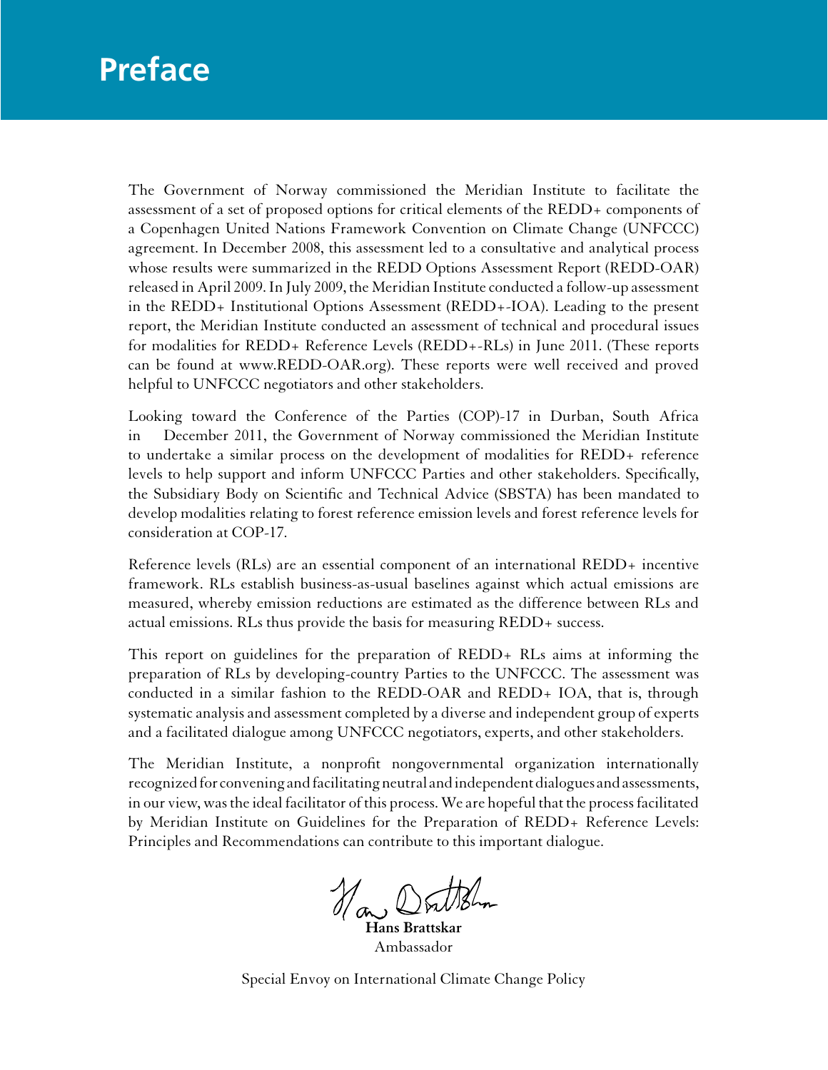# Preface

The Government of Norway commissioned the Meridian Institute to facilitate the assessment of a set of proposed options for critical elements of the REDD+ components of a Copenhagen United Nations Framework Convention on Climate Change (UNFCCC) agreement. In December 2008, this assessment led to a consultative and analytical process whose results were summarized in the REDD Options Assessment Report (REDD-OAR) released in April 2009. In July 2009, the Meridian Institute conducted a follow-up assessment in the REDD+ Institutional Options Assessment (REDD+-IOA). Leading to the present report, the Meridian Institute conducted an assessment of technical and procedural issues for modalities for REDD+ Reference Levels (REDD+-RLs) in June 2011. (These reports can be found at www.REDD-OAR.org). These reports were well received and proved helpful to UNFCCC negotiators and other stakeholders.

Looking toward the Conference of the Parties (COP)-17 in Durban, South Africa in December 2011, the Government of Norway commissioned the Meridian Institute to undertake a similar process on the development of modalities for REDD+ reference levels to help support and inform UNFCCC Parties and other stakeholders. Specifically, the Subsidiary Body on Scientific and Technical Advice (SBSTA) has been mandated to develop modalities relating to forest reference emission levels and forest reference levels for consideration at COP-17.

Reference levels (RLs) are an essential component of an international REDD+ incentive framework. RLs establish business-as-usual baselines against which actual emissions are measured, whereby emission reductions are estimated as the difference between RLs and actual emissions. RLs thus provide the basis for measuring REDD+ success.

This report on guidelines for the preparation of REDD+ RLs aims at informing the preparation of RLs by developing-country Parties to the UNFCCC. The assessment was conducted in a similar fashion to the REDD-OAR and REDD+ IOA, that is, through systematic analysis and assessment completed by a diverse and independent group of experts and a facilitated dialogue among UNFCCC negotiators, experts, and other stakeholders.

The Meridian Institute, a nonprofit nongovernmental organization internationally recognized for convening and facilitating neutral and independent dialogues and assessments, in our view, was the ideal facilitator of this process. We are hopeful that the process facilitated by Meridian Institute on Guidelines for the Preparation of REDD+ Reference Levels: Principles and Recommendations can contribute to this important dialogue.

**Hans Brattskar**
Ambassador

Special Envoy on International Climate Change Policy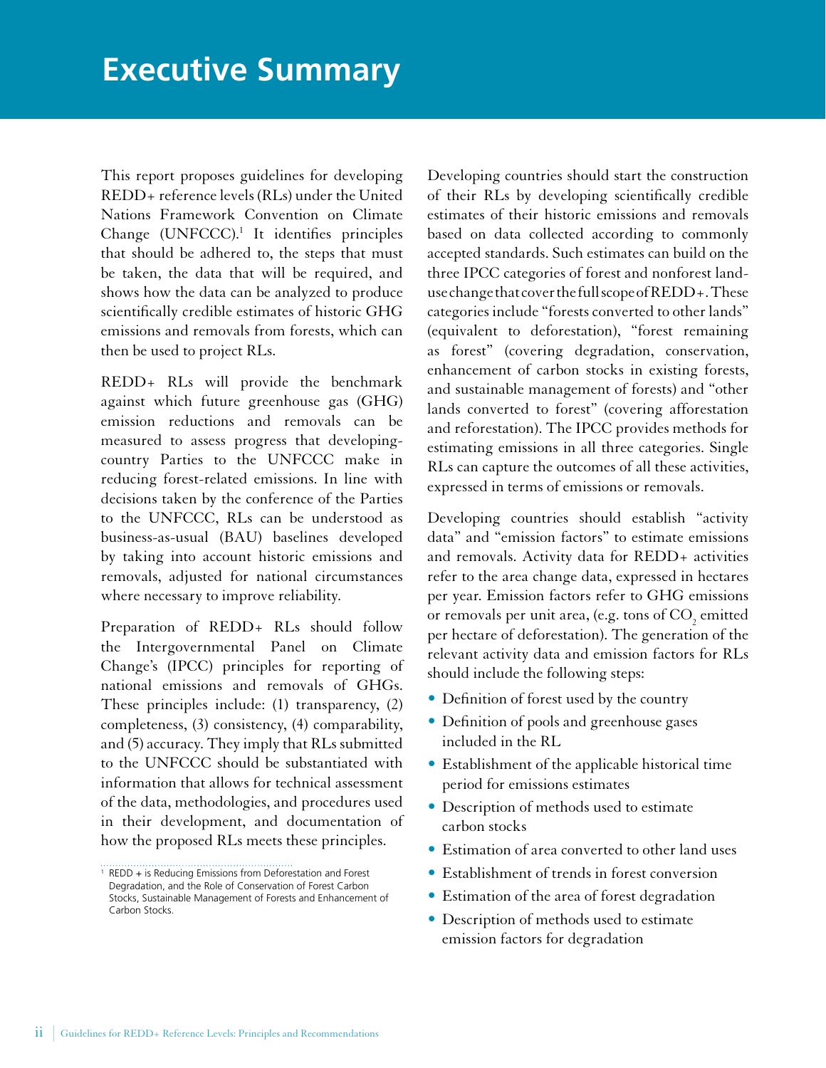# Executive Summary

This report proposes guidelines for developing REDD+ reference levels (RLs) under the United Nations Framework Convention on Climate Change (UNFCCC).[1] It identifies principles that should be adhered to, the steps that must be taken, the data that will be required, and shows how the data can be analyzed to produce scientifically credible estimates of historic GHG emissions and removals from forests, which can then be used to project RLs.

REDD+ RLs will provide the benchmark against which future greenhouse gas (GHG) emission reductions and removals can be measured to assess progress that developing-country Parties to the UNFCCC make in reducing forest-related emissions. In line with decisions taken by the conference of the Parties to the UNFCCC, RLs can be understood as business-as-usual (BAU) baselines developed by taking into account historic emissions and removals, adjusted for national circumstances where necessary to improve reliability.

Preparation of REDD+ RLs should follow the Intergovernmental Panel on Climate Change's (IPCC) principles for reporting of national emissions and removals of GHGs. These principles include: (1) transparency, (2) completeness, (3) consistency, (4) comparability, and (5) accuracy. They imply that RLs submitted to the UNFCCC should be substantiated with information that allows for technical assessment of the data, methodologies, and procedures used in their development, and documentation of how the proposed RLs meets these principles.

[1] REDD + is Reducing Emissions from Deforestation and Forest Degradation, and the Role of Conservation of Forest Carbon Stocks, Sustainable Management of Forests and Enhancement of Carbon Stocks.

Developing countries should start the construction of their RLs by developing scientifically credible estimates of their historic emissions and removals based on data collected according to commonly accepted standards. Such estimates can build on the three IPCC categories of forest and nonforest land-use change that cover the full scope of REDD+. These categories include "forests converted to other lands" (equivalent to deforestation), "forest remaining as forest" (covering degradation, conservation, enhancement of carbon stocks in existing forests, and sustainable management of forests) and "other lands converted to forest" (covering afforestation and reforestation). The IPCC provides methods for estimating emissions in all three categories. Single RLs can capture the outcomes of all these activities, expressed in terms of emissions or removals.

Developing countries should establish "activity data" and "emission factors" to estimate emissions and removals. Activity data for REDD+ activities refer to the area change data, expressed in hectares per year. Emission factors refer to GHG emissions or removals per unit area, (e.g. tons of $CO_2$ emitted per hectare of deforestation). The generation of the relevant activity data and emission factors for RLs should include the following steps:

- Definition of forest used by the country
- Definition of pools and greenhouse gases included in the RL
- Establishment of the applicable historical time period for emissions estimates
- Description of methods used to estimate carbon stocks
- Estimation of area converted to other land uses
- Establishment of trends in forest conversion
- Estimation of the area of forest degradation
- Description of methods used to estimate emission factors for degradation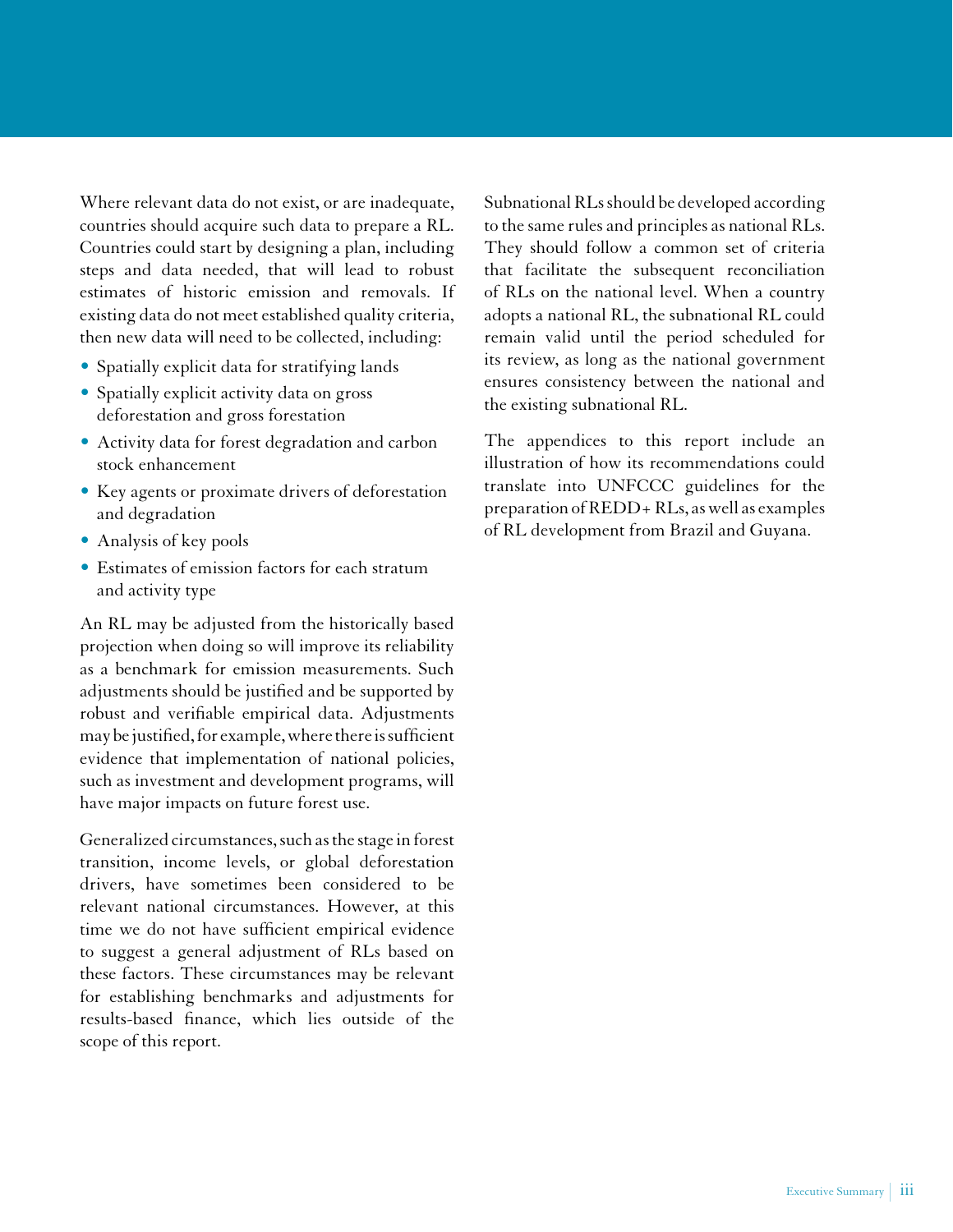Where relevant data do not exist, or are inadequate, countries should acquire such data to prepare a RL. Countries could start by designing a plan, including steps and data needed, that will lead to robust estimates of historic emission and removals. If existing data do not meet established quality criteria, then new data will need to be collected, including:

- Spatially explicit data for stratifying lands
- Spatially explicit activity data on gross deforestation and gross forestation
- Activity data for forest degradation and carbon stock enhancement
- Key agents or proximate drivers of deforestation and degradation
- Analysis of key pools
- Estimates of emission factors for each stratum and activity type

An RL may be adjusted from the historically based projection when doing so will improve its reliability as a benchmark for emission measurements. Such adjustments should be justified and be supported by robust and verifiable empirical data. Adjustments may be justified, for example, where there is sufficient evidence that implementation of national policies, such as investment and development programs, will have major impacts on future forest use.

Generalized circumstances, such as the stage in forest transition, income levels, or global deforestation drivers, have sometimes been considered to be relevant national circumstances. However, at this time we do not have sufficient empirical evidence to suggest a general adjustment of RLs based on these factors. These circumstances may be relevant for establishing benchmarks and adjustments for results-based finance, which lies outside of the scope of this report.

Subnational RLs should be developed according to the same rules and principles as national RLs. They should follow a common set of criteria that facilitate the subsequent reconciliation of RLs on the national level. When a country adopts a national RL, the subnational RL could remain valid until the period scheduled for its review, as long as the national government ensures consistency between the national and the existing subnational RL.

The appendices to this report include an illustration of how its recommendations could translate into UNFCCC guidelines for the preparation of REDD+ RLs, as well as examples of RL development from Brazil and Guyana.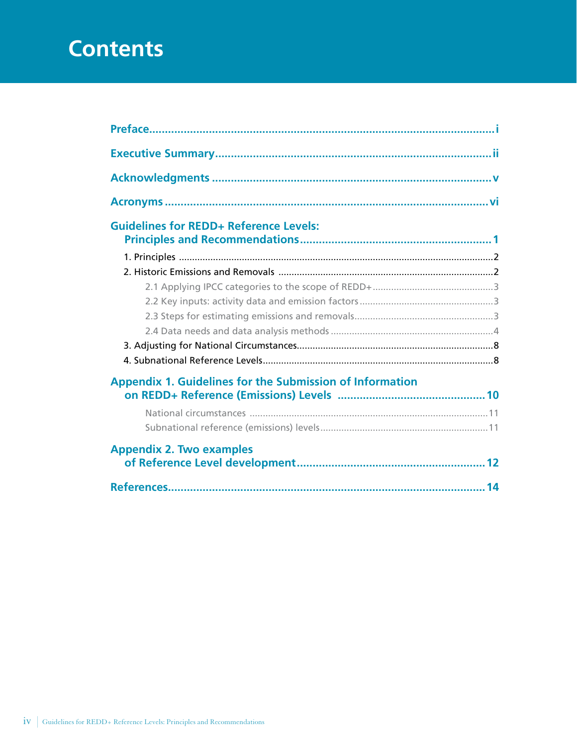# Contents

**Preface** .......... i

**Executive Summary** .......... ii

**Acknowledgments** .......... v

**Acronyms** .......... vi

**Guidelines for REDD+ Reference Levels: Principles and Recommendations** .......... 1

- 1. Principles .......... 2
- 2. Historic Emissions and Removals .......... 2
  - 2.1 Applying IPCC categories to the scope of REDD+ .......... 3
  - 2.2 Key inputs: activity data and emission factors .......... 3
  - 2.3 Steps for estimating emissions and removals .......... 3
  - 2.4 Data needs and data analysis methods .......... 4
- 3. Adjusting for National Circumstances .......... 8
- 4. Subnational Reference Levels .......... 8

**Appendix 1. Guidelines for the Submission of Information on REDD+ Reference (Emissions) Levels** .......... 10

- National circumstances .......... 11
- Subnational reference (emissions) levels .......... 11

**Appendix 2. Two examples of Reference Level development** .......... 12

**References** .......... 14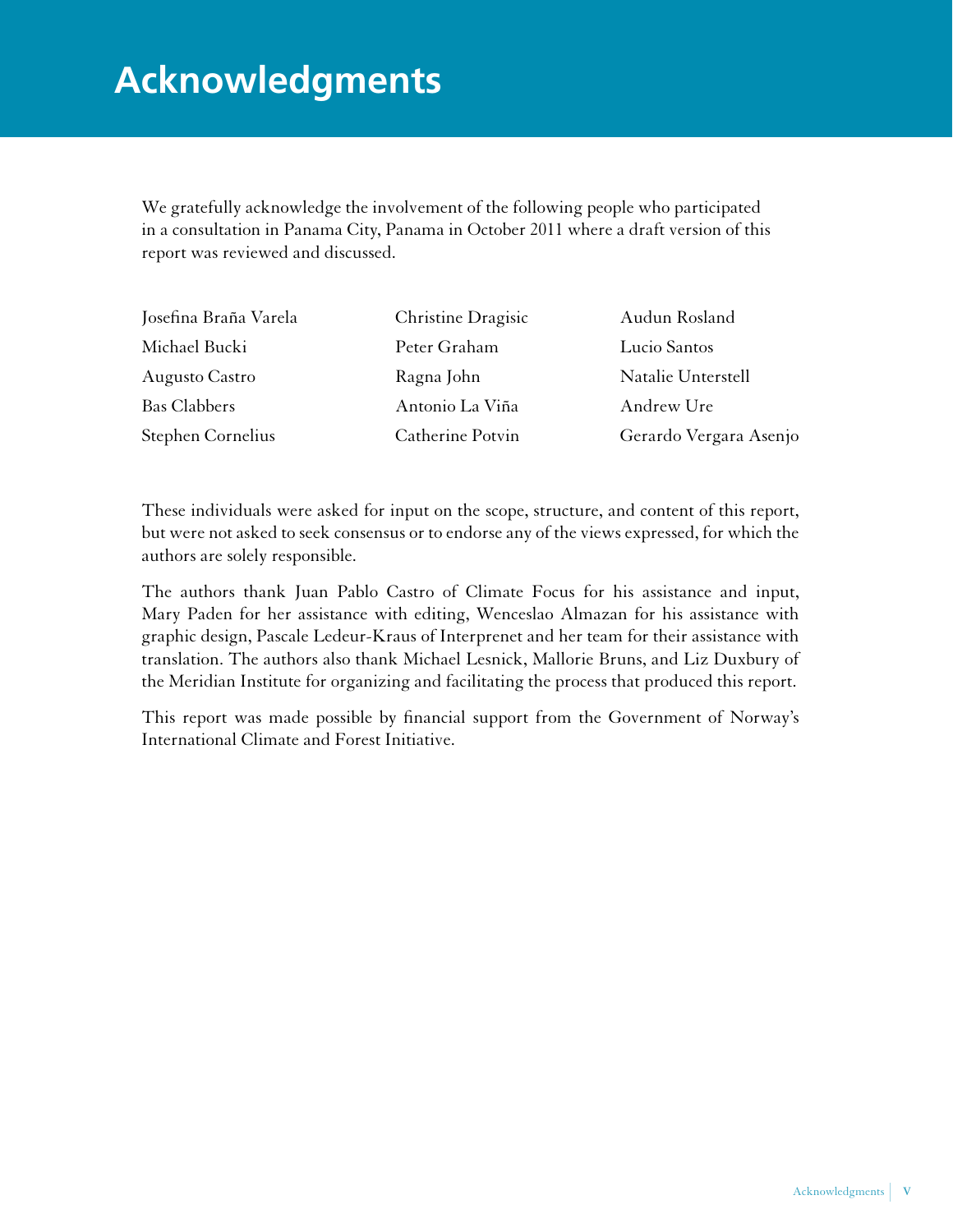# Acknowledgments

We gratefully acknowledge the involvement of the following people who participated in a consultation in Panama City, Panama in October 2011 where a draft version of this report was reviewed and discussed.

| | | |
|---|---|---|
| Josefina Braña Varela | Christine Dragisic | Audun Rosland |
| Michael Bucki | Peter Graham | Lucio Santos |
| Augusto Castro | Ragna John | Natalie Unterstell |
| Bas Clabbers | Antonio La Viña | Andrew Ure |
| Stephen Cornelius | Catherine Potvin | Gerardo Vergara Asenjo |

These individuals were asked for input on the scope, structure, and content of this report, but were not asked to seek consensus or to endorse any of the views expressed, for which the authors are solely responsible.

The authors thank Juan Pablo Castro of Climate Focus for his assistance and input, Mary Paden for her assistance with editing, Wenceslao Almazan for his assistance with graphic design, Pascale Ledeur-Kraus of Interprenet and her team for their assistance with translation. The authors also thank Michael Lesnick, Mallorie Bruns, and Liz Duxbury of the Meridian Institute for organizing and facilitating the process that produced this report.

This report was made possible by financial support from the Government of Norway's International Climate and Forest Initiative.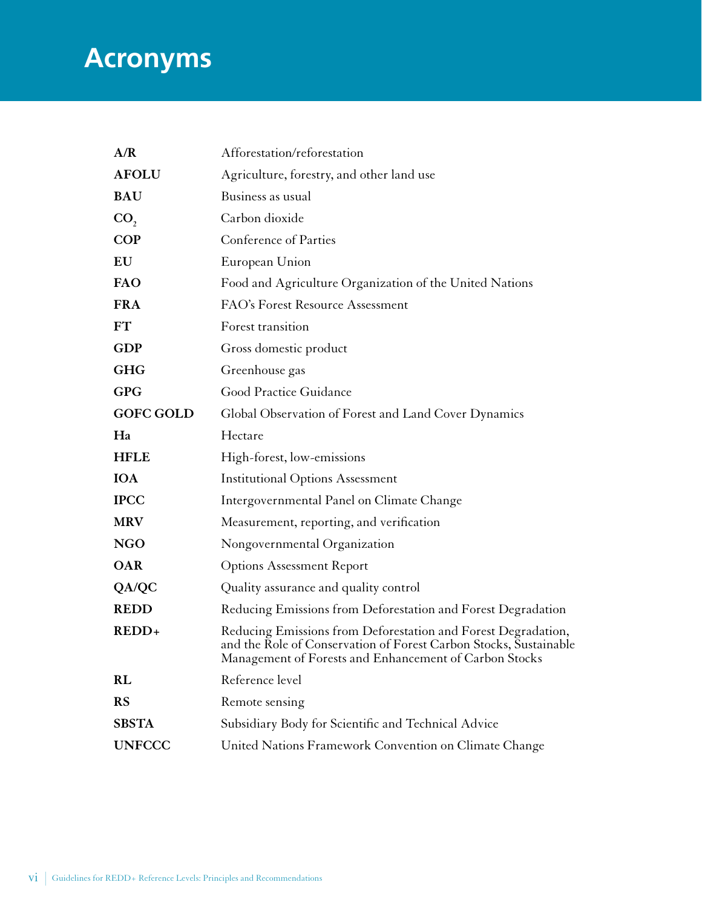# Acronyms

| | |
|---|---|
| **A/R** | Afforestation/reforestation |
| **AFOLU** | Agriculture, forestry, and other land use |
| **BAU** | Business as usual |
| **$CO_2$** | Carbon dioxide |
| **COP** | Conference of Parties |
| **EU** | European Union |
| **FAO** | Food and Agriculture Organization of the United Nations |
| **FRA** | FAO's Forest Resource Assessment |
| **FT** | Forest transition |
| **GDP** | Gross domestic product |
| **GHG** | Greenhouse gas |
| **GPG** | Good Practice Guidance |
| **GOFC GOLD** | Global Observation of Forest and Land Cover Dynamics |
| **Ha** | Hectare |
| **HFLE** | High-forest, low-emissions |
| **IOA** | Institutional Options Assessment |
| **IPCC** | Intergovernmental Panel on Climate Change |
| **MRV** | Measurement, reporting, and verification |
| **NGO** | Nongovernmental Organization |
| **OAR** | Options Assessment Report |
| **QA/QC** | Quality assurance and quality control |
| **REDD** | Reducing Emissions from Deforestation and Forest Degradation |
| **REDD+** | Reducing Emissions from Deforestation and Forest Degradation, and the Role of Conservation of Forest Carbon Stocks, Sustainable Management of Forests and Enhancement of Carbon Stocks |
| **RL** | Reference level |
| **RS** | Remote sensing |
| **SBSTA** | Subsidiary Body for Scientific and Technical Advice |
| **UNFCCC** | United Nations Framework Convention on Climate Change |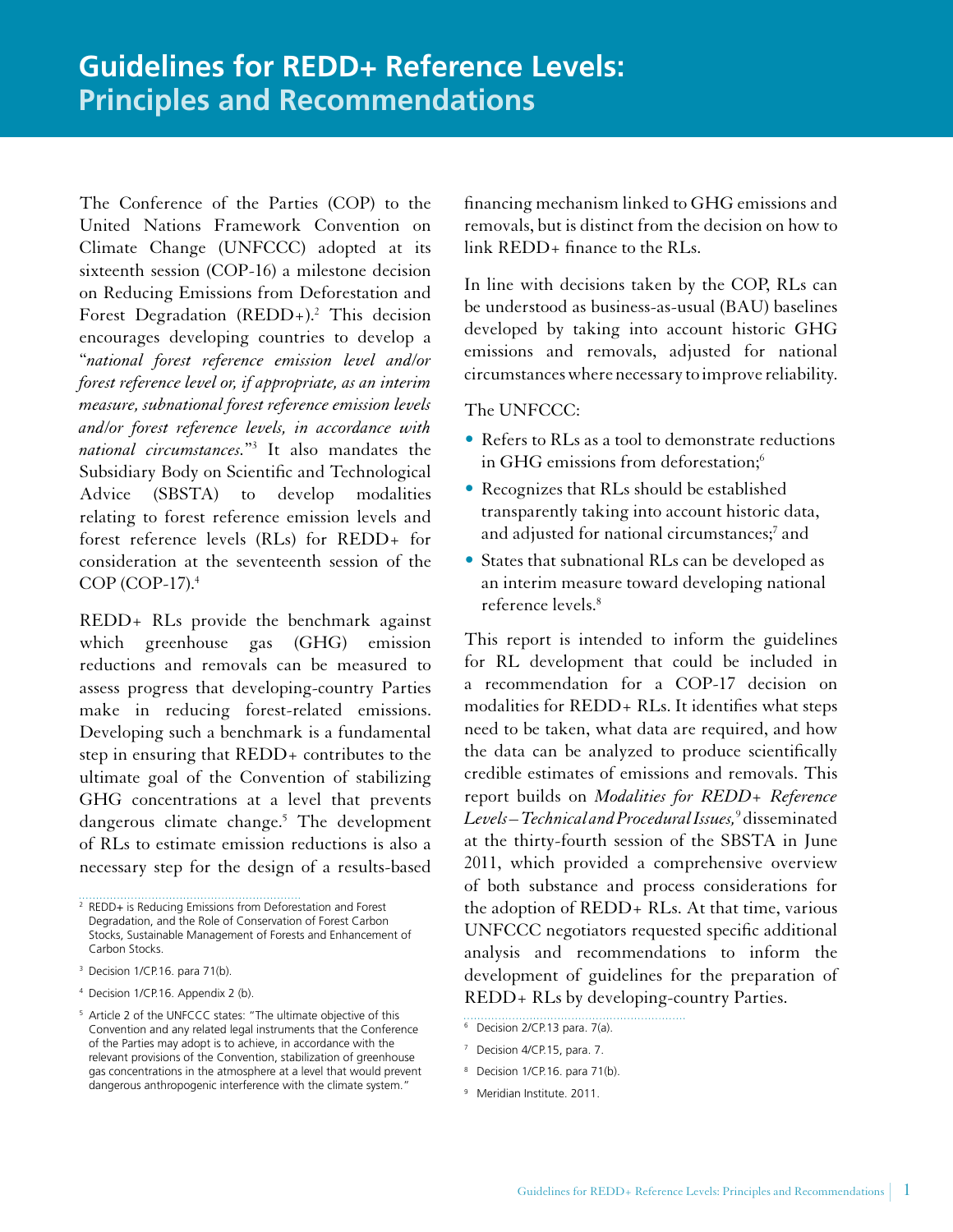# Guidelines for REDD+ Reference Levels: Principles and Recommendations

The Conference of the Parties (COP) to the United Nations Framework Convention on Climate Change (UNFCCC) adopted at its sixteenth session (COP-16) a milestone decision on Reducing Emissions from Deforestation and Forest Degradation (REDD+).[2] This decision encourages developing countries to develop a "*national forest reference emission level and/or forest reference level or, if appropriate, as an interim measure, subnational forest reference emission levels and/or forest reference levels, in accordance with national circumstances.*"[3] It also mandates the Subsidiary Body on Scientific and Technological Advice (SBSTA) to develop modalities relating to forest reference emission levels and forest reference levels (RLs) for REDD+ for consideration at the seventeenth session of the COP (COP-17).[4]

REDD+ RLs provide the benchmark against which greenhouse gas (GHG) emission reductions and removals can be measured to assess progress that developing-country Parties make in reducing forest-related emissions. Developing such a benchmark is a fundamental step in ensuring that REDD+ contributes to the ultimate goal of the Convention of stabilizing GHG concentrations at a level that prevents dangerous climate change.[5] The development of RLs to estimate emission reductions is also a necessary step for the design of a results-based financing mechanism linked to GHG emissions and removals, but is distinct from the decision on how to link REDD+ finance to the RLs.

In line with decisions taken by the COP, RLs can be understood as business-as-usual (BAU) baselines developed by taking into account historic GHG emissions and removals, adjusted for national circumstances where necessary to improve reliability.

The UNFCCC:

- Refers to RLs as a tool to demonstrate reductions in GHG emissions from deforestation;[6]
- Recognizes that RLs should be established transparently taking into account historic data, and adjusted for national circumstances;[7] and
- States that subnational RLs can be developed as an interim measure toward developing national reference levels.[8]

This report is intended to inform the guidelines for RL development that could be included in a recommendation for a COP-17 decision on modalities for REDD+ RLs. It identifies what steps need to be taken, what data are required, and how the data can be analyzed to produce scientifically credible estimates of emissions and removals. This report builds on *Modalities for REDD+ Reference Levels – Technical and Procedural Issues,*[9] disseminated at the thirty-fourth session of the SBSTA in June 2011, which provided a comprehensive overview of both substance and process considerations for the adoption of REDD+ RLs. At that time, various UNFCCC negotiators requested specific additional analysis and recommendations to inform the development of guidelines for the preparation of REDD+ RLs by developing-country Parties.

---

[2] REDD+ is Reducing Emissions from Deforestation and Forest Degradation, and the Role of Conservation of Forest Carbon Stocks, Sustainable Management of Forests and Enhancement of Carbon Stocks.

[3] Decision 1/CP.16. para 71(b).

[4] Decision 1/CP.16. Appendix 2 (b).

[5] Article 2 of the UNFCCC states: "The ultimate objective of this Convention and any related legal instruments that the Conference of the Parties may adopt is to achieve, in accordance with the relevant provisions of the Convention, stabilization of greenhouse gas concentrations in the atmosphere at a level that would prevent dangerous anthropogenic interference with the climate system."

[6] Decision 2/CP.13 para. 7(a).

[7] Decision 4/CP.15, para. 7.

[8] Decision 1/CP.16. para 71(b).

[9] Meridian Institute. 2011.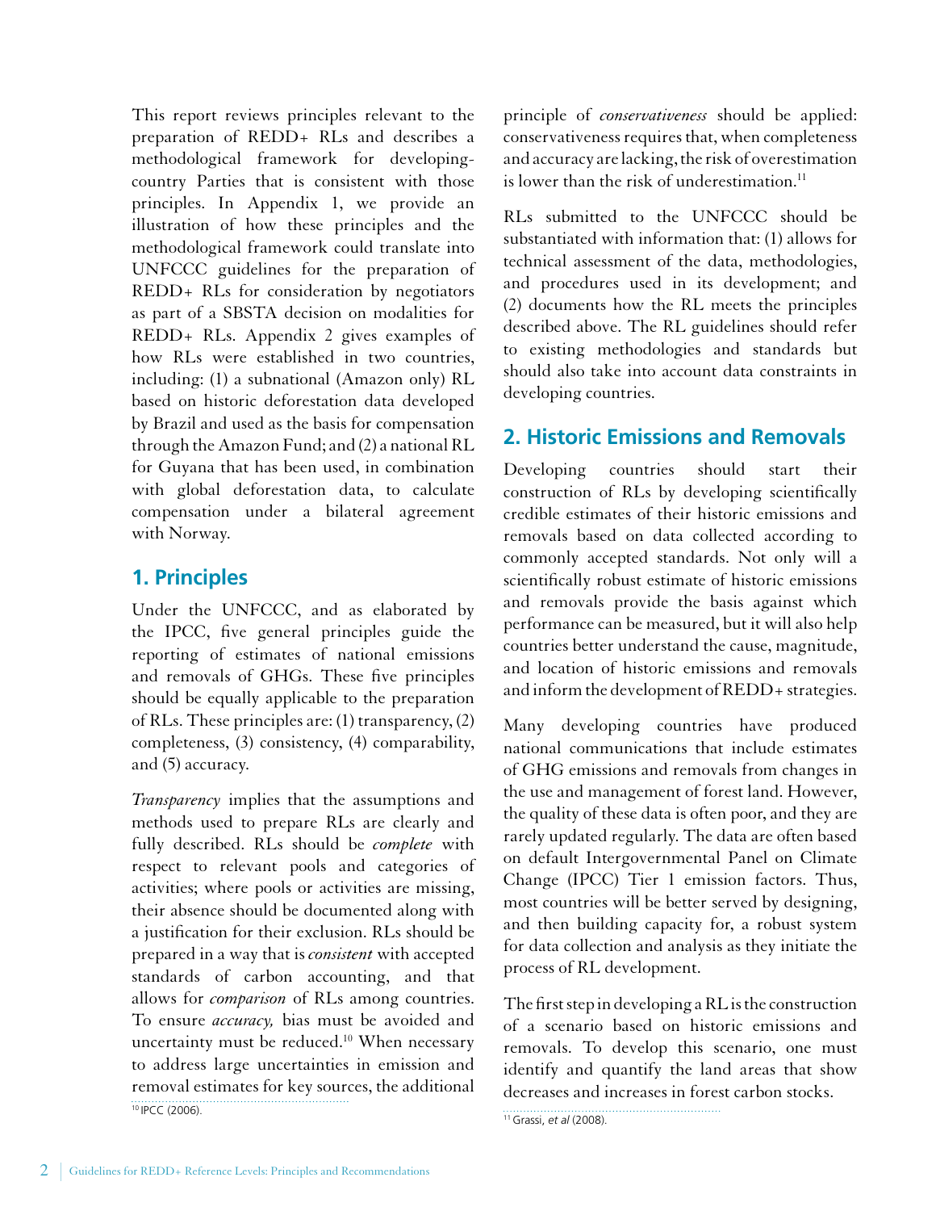This report reviews principles relevant to the preparation of REDD+ RLs and describes a methodological framework for developing-country Parties that is consistent with those principles. In Appendix 1, we provide an illustration of how these principles and the methodological framework could translate into UNFCCC guidelines for the preparation of REDD+ RLs for consideration by negotiators as part of a SBSTA decision on modalities for REDD+ RLs. Appendix 2 gives examples of how RLs were established in two countries, including: (1) a subnational (Amazon only) RL based on historic deforestation data developed by Brazil and used as the basis for compensation through the Amazon Fund; and (2) a national RL for Guyana that has been used, in combination with global deforestation data, to calculate compensation under a bilateral agreement with Norway.

## 1. Principles

Under the UNFCCC, and as elaborated by the IPCC, five general principles guide the reporting of estimates of national emissions and removals of GHGs. These five principles should be equally applicable to the preparation of RLs. These principles are: (1) transparency, (2) completeness, (3) consistency, (4) comparability, and (5) accuracy.

*Transparency* implies that the assumptions and methods used to prepare RLs are clearly and fully described. RLs should be *complete* with respect to relevant pools and categories of activities; where pools or activities are missing, their absence should be documented along with a justification for their exclusion. RLs should be prepared in a way that is *consistent* with accepted standards of carbon accounting, and that allows for *comparison* of RLs among countries. To ensure *accuracy,* bias must be avoided and uncertainty must be reduced.[10] When necessary to address large uncertainties in emission and removal estimates for key sources, the additional principle of *conservativeness* should be applied: conservativeness requires that, when completeness and accuracy are lacking, the risk of overestimation is lower than the risk of underestimation.[11]

RLs submitted to the UNFCCC should be substantiated with information that: (1) allows for technical assessment of the data, methodologies, and procedures used in its development; and (2) documents how the RL meets the principles described above. The RL guidelines should refer to existing methodologies and standards but should also take into account data constraints in developing countries.

## 2. Historic Emissions and Removals

Developing countries should start their construction of RLs by developing scientifically credible estimates of their historic emissions and removals based on data collected according to commonly accepted standards. Not only will a scientifically robust estimate of historic emissions and removals provide the basis against which performance can be measured, but it will also help countries better understand the cause, magnitude, and location of historic emissions and removals and inform the development of REDD+ strategies.

Many developing countries have produced national communications that include estimates of GHG emissions and removals from changes in the use and management of forest land. However, the quality of these data is often poor, and they are rarely updated regularly. The data are often based on default Intergovernmental Panel on Climate Change (IPCC) Tier 1 emission factors. Thus, most countries will be better served by designing, and then building capacity for, a robust system for data collection and analysis as they initiate the process of RL development.

The first step in developing a RL is the construction of a scenario based on historic emissions and removals. To develop this scenario, one must identify and quantify the land areas that show decreases and increases in forest carbon stocks.

---

[10] IPCC (2006).

[11] Grassi, *et al* (2008).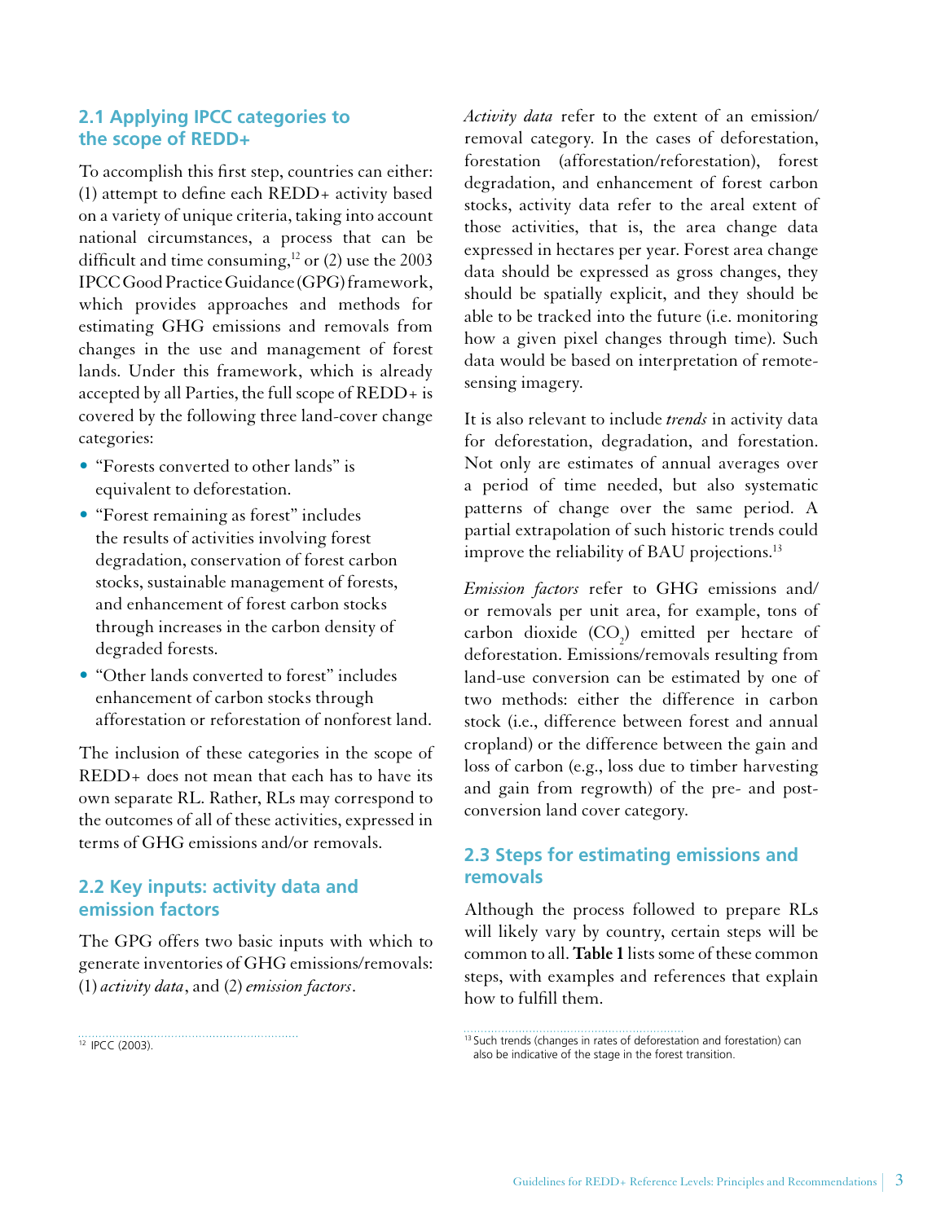## 2.1 Applying IPCC categories to the scope of REDD+

To accomplish this first step, countries can either: (1) attempt to define each REDD+ activity based on a variety of unique criteria, taking into account national circumstances, a process that can be difficult and time consuming,[12] or (2) use the 2003 IPCC Good Practice Guidance (GPG) framework, which provides approaches and methods for estimating GHG emissions and removals from changes in the use and management of forest lands. Under this framework, which is already accepted by all Parties, the full scope of REDD+ is covered by the following three land-cover change categories:

- "Forests converted to other lands" is equivalent to deforestation.
- "Forest remaining as forest" includes the results of activities involving forest degradation, conservation of forest carbon stocks, sustainable management of forests, and enhancement of forest carbon stocks through increases in the carbon density of degraded forests.
- "Other lands converted to forest" includes enhancement of carbon stocks through afforestation or reforestation of nonforest land.

The inclusion of these categories in the scope of REDD+ does not mean that each has to have its own separate RL. Rather, RLs may correspond to the outcomes of all of these activities, expressed in terms of GHG emissions and/or removals.

## 2.2 Key inputs: activity data and emission factors

The GPG offers two basic inputs with which to generate inventories of GHG emissions/removals: (1) *activity data*, and (2) *emission factors*.

*Activity data* refer to the extent of an emission/removal category. In the cases of deforestation, forestation (afforestation/reforestation), forest degradation, and enhancement of forest carbon stocks, activity data refer to the areal extent of those activities, that is, the area change data expressed in hectares per year. Forest area change data should be expressed as gross changes, they should be spatially explicit, and they should be able to be tracked into the future (i.e. monitoring how a given pixel changes through time). Such data would be based on interpretation of remote-sensing imagery.

It is also relevant to include *trends* in activity data for deforestation, degradation, and forestation. Not only are estimates of annual averages over a period of time needed, but also systematic patterns of change over the same period. A partial extrapolation of such historic trends could improve the reliability of BAU projections.[13]

*Emission factors* refer to GHG emissions and/or removals per unit area, for example, tons of carbon dioxide ($CO_2$) emitted per hectare of deforestation. Emissions/removals resulting from land-use conversion can be estimated by one of two methods: either the difference in carbon stock (i.e., difference between forest and annual cropland) or the difference between the gain and loss of carbon (e.g., loss due to timber harvesting and gain from regrowth) of the pre- and post-conversion land cover category.

## 2.3 Steps for estimating emissions and removals

Although the process followed to prepare RLs will likely vary by country, certain steps will be common to all. **Table 1** lists some of these common steps, with examples and references that explain how to fulfill them.

---

[12] IPCC (2003).

[13] Such trends (changes in rates of deforestation and forestation) can also be indicative of the stage in the forest transition.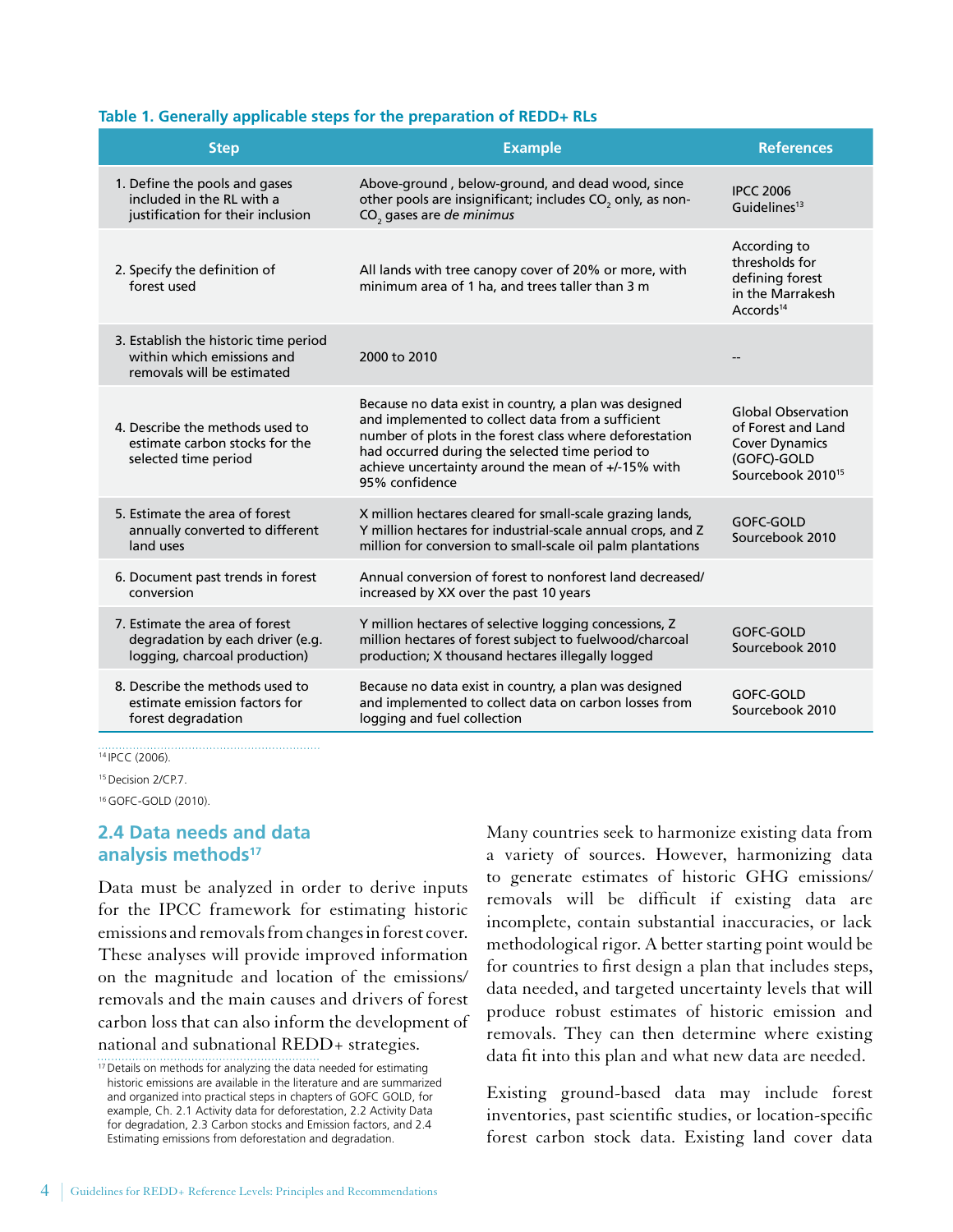**Table 1. Generally applicable steps for the preparation of REDD+ RLs**

| Step | Example | References |
|---|---|---|
| 1. Define the pools and gases included in the RL with a justification for their inclusion | Above-ground , below-ground, and dead wood, since other pools are insignificant; includes $CO_2$ only, as non-$CO_2$ gases are *de minimus* | IPCC 2006 Guidelines[13] |
| 2. Specify the definition of forest used | All lands with tree canopy cover of 20% or more, with minimum area of 1 ha, and trees taller than 3 m | According to thresholds for defining forest in the Marrakesh Accords[14] |
| 3. Establish the historic time period within which emissions and removals will be estimated | 2000 to 2010 | -- |
| 4. Describe the methods used to estimate carbon stocks for the selected time period | Because no data exist in country, a plan was designed and implemented to collect data from a sufficient number of plots in the forest class where deforestation had occurred during the selected time period to achieve uncertainty around the mean of +/-15% with 95% confidence | Global Observation of Forest and Land Cover Dynamics (GOFC)-GOLD Sourcebook 2010[15] |
| 5. Estimate the area of forest annually converted to different land uses | X million hectares cleared for small-scale grazing lands, Y million hectares for industrial-scale annual crops, and Z million for conversion to small-scale oil palm plantations | GOFC-GOLD Sourcebook 2010 |
| 6. Document past trends in forest conversion | Annual conversion of forest to nonforest land decreased/increased by XX over the past 10 years | |
| 7. Estimate the area of forest degradation by each driver (e.g. logging, charcoal production) | Y million hectares of selective logging concessions, Z million hectares of forest subject to fuelwood/charcoal production; X thousand hectares illegally logged | GOFC-GOLD Sourcebook 2010 |
| 8. Describe the methods used to estimate emission factors for forest degradation | Because no data exist in country, a plan was designed and implemented to collect data on carbon losses from logging and fuel collection | GOFC-GOLD Sourcebook 2010 |

[14] IPCC (2006).

[15] Decision 2/CP.7.

[16] GOFC-GOLD (2010).

## 2.4 Data needs and data analysis methods[17]

Data must be analyzed in order to derive inputs for the IPCC framework for estimating historic emissions and removals from changes in forest cover. These analyses will provide improved information on the magnitude and location of the emissions/removals and the main causes and drivers of forest carbon loss that can also inform the development of national and subnational REDD+ strategies.

[17] Details on methods for analyzing the data needed for estimating historic emissions are available in the literature and are summarized and organized into practical steps in chapters of GOFC GOLD, for example, Ch. 2.1 Activity data for deforestation, 2.2 Activity Data for degradation, 2.3 Carbon stocks and Emission factors, and 2.4 Estimating emissions from deforestation and degradation.

Many countries seek to harmonize existing data from a variety of sources. However, harmonizing data to generate estimates of historic GHG emissions/removals will be difficult if existing data are incomplete, contain substantial inaccuracies, or lack methodological rigor. A better starting point would be for countries to first design a plan that includes steps, data needed, and targeted uncertainty levels that will produce robust estimates of historic emission and removals. They can then determine where existing data fit into this plan and what new data are needed.

Existing ground-based data may include forest inventories, past scientific studies, or location-specific forest carbon stock data. Existing land cover data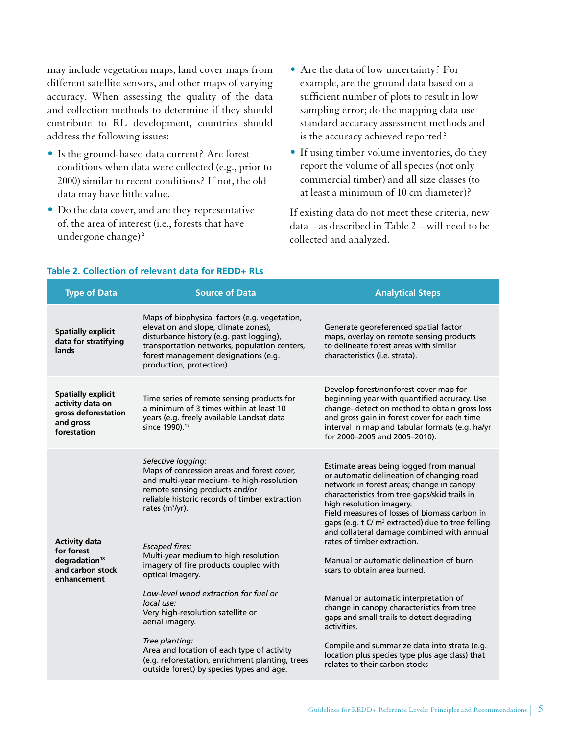may include vegetation maps, land cover maps from different satellite sensors, and other maps of varying accuracy. When assessing the quality of the data and collection methods to determine if they should contribute to RL development, countries should address the following issues:

- Is the ground-based data current? Are forest conditions when data were collected (e.g., prior to 2000) similar to recent conditions? If not, the old data may have little value.
- Do the data cover, and are they representative of, the area of interest (i.e., forests that have undergone change)?
- Are the data of low uncertainty? For example, are the ground data based on a sufficient number of plots to result in low sampling error; do the mapping data use standard accuracy assessment methods and is the accuracy achieved reported?
- If using timber volume inventories, do they report the volume of all species (not only commercial timber) and all size classes (to at least a minimum of 10 cm diameter)?

If existing data do not meet these criteria, new data – as described in Table 2 – will need to be collected and analyzed.

**Table 2. Collection of relevant data for REDD+ RLs**

| Type of Data | Source of Data | Analytical Steps |
|---|---|---|
| **Spatially explicit data for stratifying lands** | Maps of biophysical factors (e.g. vegetation, elevation and slope, climate zones), disturbance history (e.g. past logging), transportation networks, population centers, forest management designations (e.g. production, protection). | Generate georeferenced spatial factor maps, overlay on remote sensing products to delineate forest areas with similar characteristics (i.e. strata). |
| **Spatially explicit activity data on gross deforestation and gross forestation** | Time series of remote sensing products for a minimum of 3 times within at least 10 years (e.g. freely available Landsat data since 1990).[17] | Develop forest/nonforest cover map for beginning year with quantified accuracy. Use change- detection method to obtain gross loss and gross gain in forest cover for each time interval in map and tabular formats (e.g. ha/yr for 2000–2005 and 2005–2010). |
| **Activity data for forest degradation[18] and carbon stock enhancement** | *Selective logging:* Maps of concession areas and forest cover, and multi-year medium- to high-resolution remote sensing products and/or reliable historic records of timber extraction rates ($m^3$/yr). | Estimate areas being logged from manual or automatic delineation of changing road network in forest areas; change in canopy characteristics from tree gaps/skid trails in high resolution imagery. Field measures of losses of biomass carbon in gaps (e.g. t C/ $m^3$ extracted) due to tree felling and collateral damage combined with annual rates of timber extraction. |
| | *Escaped fires:* Multi-year medium to high resolution imagery of fire products coupled with optical imagery. | Manual or automatic delineation of burn scars to obtain area burned. |
| | *Low-level wood extraction for fuel or local use:* Very high-resolution satellite or aerial imagery. | Manual or automatic interpretation of change in canopy characteristics from tree gaps and small trails to detect degrading activities. |
| | *Tree planting:* Area and location of each type of activity (e.g. reforestation, enrichment planting, trees outside forest) by species types and age. | Compile and summarize data into strata (e.g. location plus species type plus age class) that relates to their carbon stocks |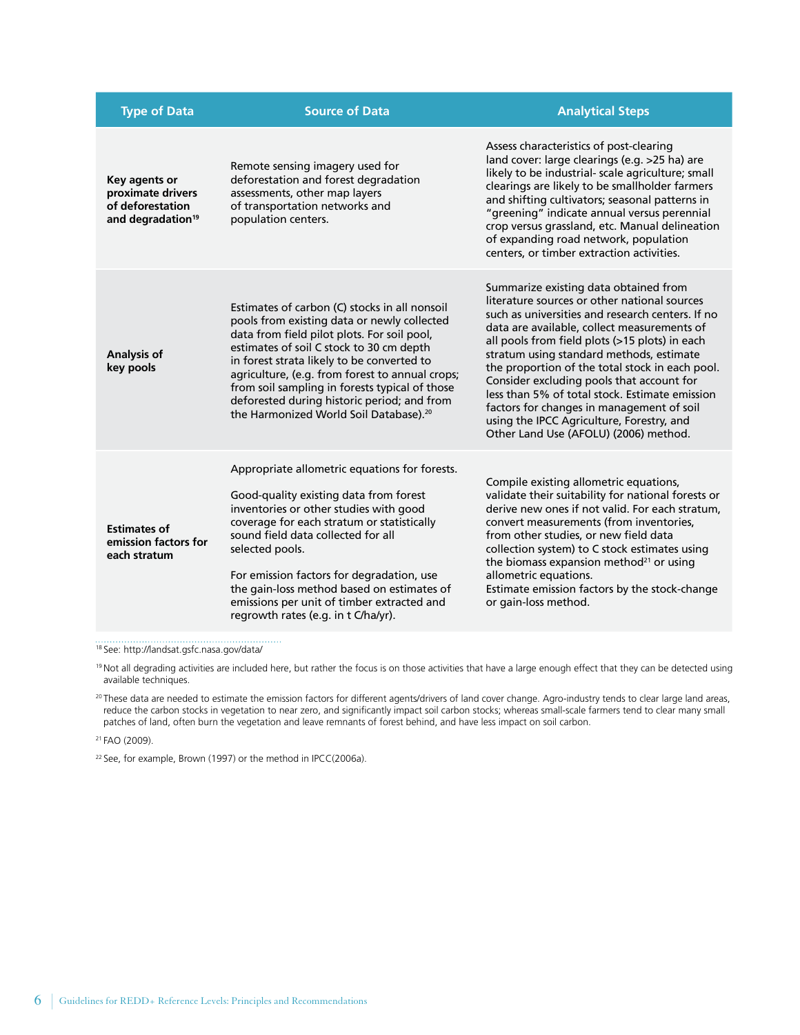| Type of Data | Source of Data | Analytical Steps |
|---|---|---|
| **Key agents or proximate drivers of deforestation and degradation**[19] | Remote sensing imagery used for deforestation and forest degradation assessments, other map layers of transportation networks and population centers. | Assess characteristics of post-clearing land cover: large clearings (e.g. >25 ha) are likely to be industrial- scale agriculture; small clearings are likely to be smallholder farmers and shifting cultivators; seasonal patterns in "greening" indicate annual versus perennial crop versus grassland, etc. Manual delineation of expanding road network, population centers, or timber extraction activities. |
| **Analysis of key pools** | Estimates of carbon (C) stocks in all nonsoil pools from existing data or newly collected data from field pilot plots. For soil pool, estimates of soil C stock to 30 cm depth in forest strata likely to be converted to agriculture, (e.g. from forest to annual crops; from soil sampling in forests typical of those deforested during historic period; and from the Harmonized World Soil Database).[20] | Summarize existing data obtained from literature sources or other national sources such as universities and research centers. If no data are available, collect measurements of all pools from field plots (>15 plots) in each stratum using standard methods, estimate the proportion of the total stock in each pool. Consider excluding pools that account for less than 5% of total stock. Estimate emission factors for changes in management of soil using the IPCC Agriculture, Forestry, and Other Land Use (AFOLU) (2006) method. |
| **Estimates of emission factors for each stratum** | Appropriate allometric equations for forests.<br><br>Good-quality existing data from forest inventories or other studies with good coverage for each stratum or statistically sound field data collected for all selected pools.<br><br>For emission factors for degradation, use the gain-loss method based on estimates of emissions per unit of timber extracted and regrowth rates (e.g. in t C/ha/yr). | Compile existing allometric equations, validate their suitability for national forests or derive new ones if not valid. For each stratum, convert measurements (from inventories, from other studies, or new field data collection system) to C stock estimates using the biomass expansion method[21] or using allometric equations.<br>Estimate emission factors by the stock-change or gain-loss method. |

[18] See: http://landsat.gsfc.nasa.gov/data/

[19] Not all degrading activities are included here, but rather the focus is on those activities that have a large enough effect that they can be detected using available techniques.

[20] These data are needed to estimate the emission factors for different agents/drivers of land cover change. Agro-industry tends to clear large land areas, reduce the carbon stocks in vegetation to near zero, and significantly impact soil carbon stocks; whereas small-scale farmers tend to clear many small patches of land, often burn the vegetation and leave remnants of forest behind, and have less impact on soil carbon.

[21] FAO (2009).

[22] See, for example, Brown (1997) or the method in IPCC(2006a).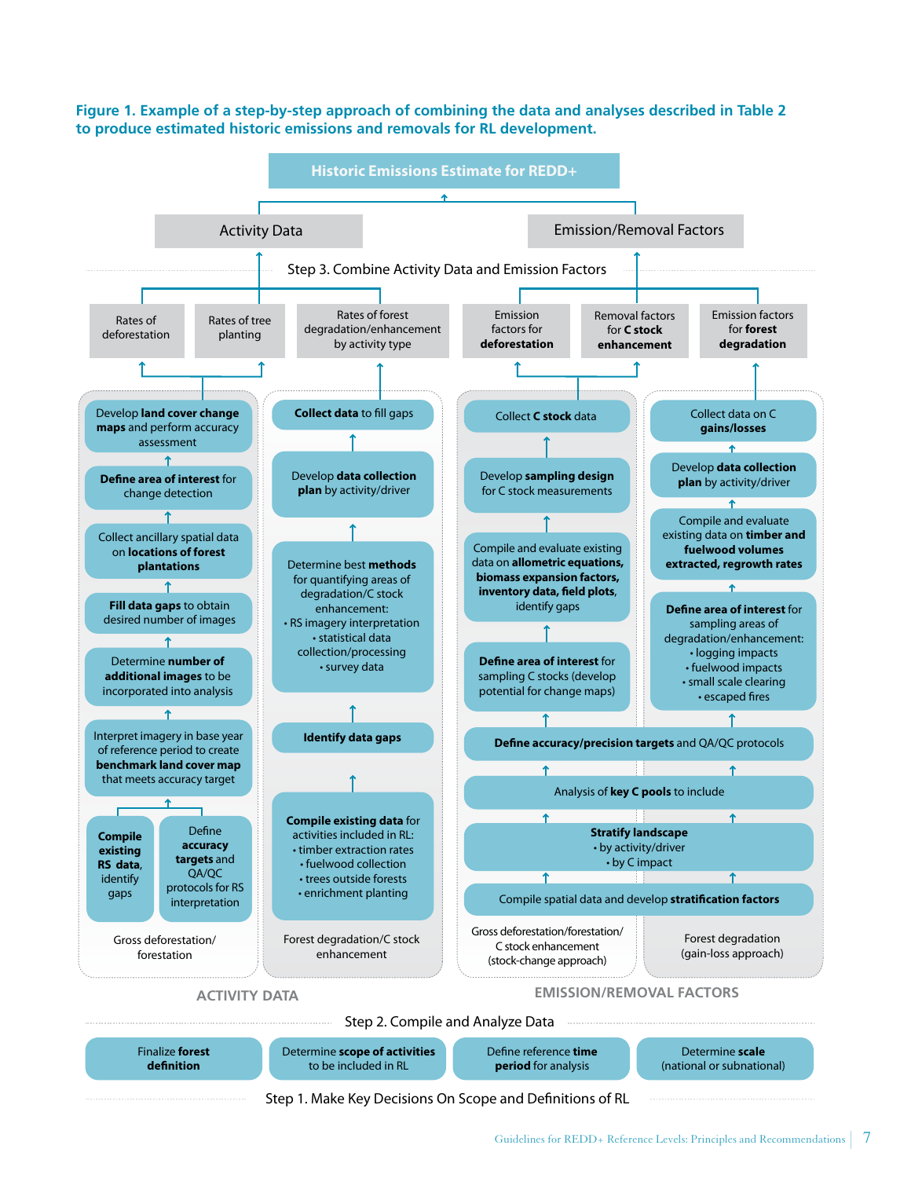**Figure 1. Example of a step-by-step approach of combining the data and analyses described in Table 2 to produce estimated historic emissions and removals for RL development.**

## Historic Emissions Estimate for REDD+

**Activity Data** | **Emission/Removal Factors**

### Step 3. Combine Activity Data and Emission Factors

Activity Data:
- Rates of deforestation
- Rates of tree planting
- Rates of forest degradation/enhancement by activity type

Emission/Removal Factors:
- Emission factors for **deforestation**
- Removal factors for **C stock enhancement**
- Emission factors for **forest degradation**

### Step 2. Compile and Analyze Data

#### ACTIVITY DATA

**Gross deforestation/forestation**

- **Compile existing RS data**, identify gaps
- Define **accuracy targets** and QA/QC protocols for RS interpretation
- Interpret imagery in base year of reference period to create **benchmark land cover map** that meets accuracy target
- Determine **number of additional images** to be incorporated into analysis
- **Fill data gaps** to obtain desired number of images
- Collect ancillary spatial data on **locations of forest plantations**
- **Define area of interest** for change detection
- Develop **land cover change maps** and perform accuracy assessment

**Forest degradation/C stock enhancement**

- **Compile existing data** for activities included in RL:
  - timber extraction rates
  - fuelwood collection
  - trees outside forests
  - enrichment planting
- **Identify data gaps**
- Determine best **methods** for quantifying areas of degradation/C stock enhancement:
  - RS imagery interpretation
  - statistical data collection/processing
  - survey data
- Develop **data collection plan** by activity/driver
- **Collect data** to fill gaps

#### EMISSION/REMOVAL FACTORS

Common steps (both approaches):
- Compile spatial data and develop **stratification factors**
- **Stratify landscape**
  - by activity/driver
  - by C impact
- Analysis of **key C pools** to include
- **Define accuracy/precision targets** and QA/QC protocols

**Gross deforestation/forestation/C stock enhancement (stock-change approach)**

- **Define area of interest** for sampling C stocks (develop potential for change maps)
- Compile and evaluate existing data on **allometric equations, biomass expansion factors, inventory data, field plots**, identify gaps
- Develop **sampling design** for C stock measurements
- Collect **C stock** data

**Forest degradation (gain-loss approach)**

- **Define area of interest** for sampling areas of degradation/enhancement:
  - logging impacts
  - fuelwood impacts
  - small scale clearing
  - escaped fires
- Compile and evaluate existing data on **timber and fuelwood volumes extracted, regrowth rates**
- Develop **data collection plan** by activity/driver
- Collect data on C **gains/losses**

### Step 1. Make Key Decisions On Scope and Definitions of RL

- Finalize **forest definition**
- Determine **scope of activities** to be included in RL
- Define reference **time period** for analysis
- Determine **scale** (national or subnational)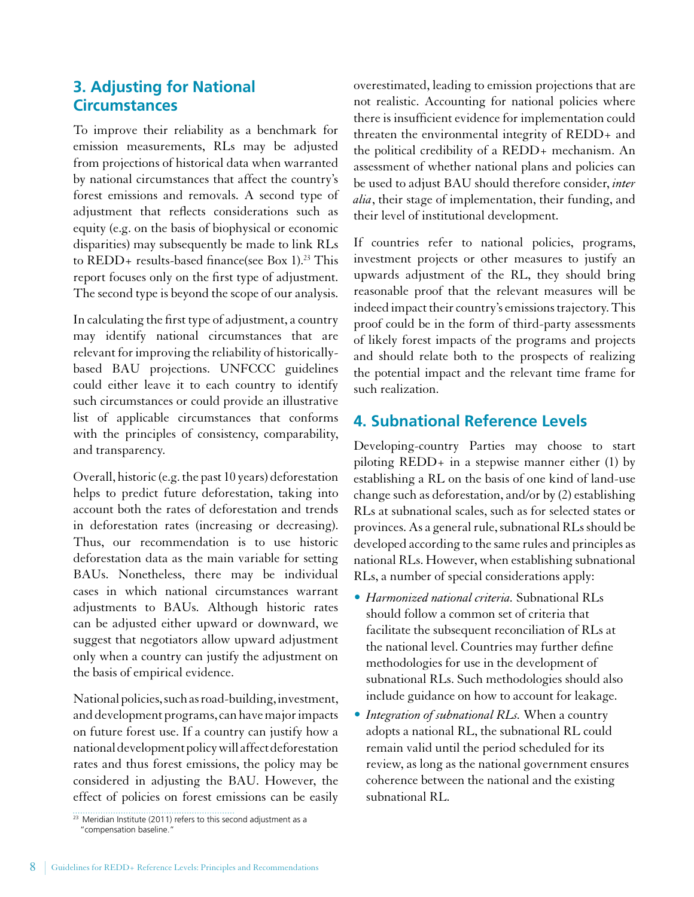## 3. Adjusting for National Circumstances

To improve their reliability as a benchmark for emission measurements, RLs may be adjusted from projections of historical data when warranted by national circumstances that affect the country's forest emissions and removals. A second type of adjustment that reflects considerations such as equity (e.g. on the basis of biophysical or economic disparities) may subsequently be made to link RLs to REDD+ results-based finance(see Box 1).[23] This report focuses only on the first type of adjustment. The second type is beyond the scope of our analysis.

In calculating the first type of adjustment, a country may identify national circumstances that are relevant for improving the reliability of historically-based BAU projections. UNFCCC guidelines could either leave it to each country to identify such circumstances or could provide an illustrative list of applicable circumstances that conforms with the principles of consistency, comparability, and transparency.

Overall, historic (e.g. the past 10 years) deforestation helps to predict future deforestation, taking into account both the rates of deforestation and trends in deforestation rates (increasing or decreasing). Thus, our recommendation is to use historic deforestation data as the main variable for setting BAUs. Nonetheless, there may be individual cases in which national circumstances warrant adjustments to BAUs. Although historic rates can be adjusted either upward or downward, we suggest that negotiators allow upward adjustment only when a country can justify the adjustment on the basis of empirical evidence.

National policies, such as road-building, investment, and development programs, can have major impacts on future forest use. If a country can justify how a national development policy will affect deforestation rates and thus forest emissions, the policy may be considered in adjusting the BAU. However, the effect of policies on forest emissions can be easily overestimated, leading to emission projections that are not realistic. Accounting for national policies where there is insufficient evidence for implementation could threaten the environmental integrity of REDD+ and the political credibility of a REDD+ mechanism. An assessment of whether national plans and policies can be used to adjust BAU should therefore consider, *inter alia*, their stage of implementation, their funding, and their level of institutional development.

If countries refer to national policies, programs, investment projects or other measures to justify an upwards adjustment of the RL, they should bring reasonable proof that the relevant measures will be indeed impact their country's emissions trajectory. This proof could be in the form of third-party assessments of likely forest impacts of the programs and projects and should relate both to the prospects of realizing the potential impact and the relevant time frame for such realization.

## 4. Subnational Reference Levels

Developing-country Parties may choose to start piloting REDD+ in a stepwise manner either (1) by establishing a RL on the basis of one kind of land-use change such as deforestation, and/or by (2) establishing RLs at subnational scales, such as for selected states or provinces. As a general rule, subnational RLs should be developed according to the same rules and principles as national RLs. However, when establishing subnational RLs, a number of special considerations apply:

- *Harmonized national criteria.* Subnational RLs should follow a common set of criteria that facilitate the subsequent reconciliation of RLs at the national level. Countries may further define methodologies for use in the development of subnational RLs. Such methodologies should also include guidance on how to account for leakage.
- *Integration of subnational RLs.* When a country adopts a national RL, the subnational RL could remain valid until the period scheduled for its review, as long as the national government ensures coherence between the national and the existing subnational RL.

---

[23] Meridian Institute (2011) refers to this second adjustment as a "compensation baseline."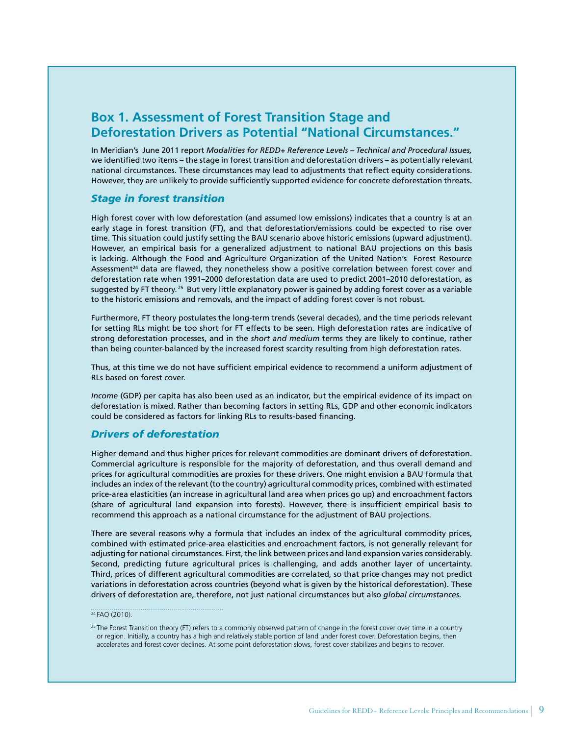## Box 1. Assessment of Forest Transition Stage and Deforestation Drivers as Potential "National Circumstances."

In Meridian's June 2011 report *Modalities for REDD+ Reference Levels – Technical and Procedural Issues,* we identified two items – the stage in forest transition and deforestation drivers – as potentially relevant national circumstances. These circumstances may lead to adjustments that reflect equity considerations. However, they are unlikely to provide sufficiently supported evidence for concrete deforestation threats.

### *Stage in forest transition*

High forest cover with low deforestation (and assumed low emissions) indicates that a country is at an early stage in forest transition (FT), and that deforestation/emissions could be expected to rise over time. This situation could justify setting the BAU scenario above historic emissions (upward adjustment). However, an empirical basis for a generalized adjustment to national BAU projections on this basis is lacking. Although the Food and Agriculture Organization of the United Nation's Forest Resource Assessment[24] data are flawed, they nonetheless show a positive correlation between forest cover and deforestation rate when 1991–2000 deforestation data are used to predict 2001–2010 deforestation, as suggested by FT theory.[25] But very little explanatory power is gained by adding forest cover as a variable to the historic emissions and removals, and the impact of adding forest cover is not robust.

Furthermore, FT theory postulates the long-term trends (several decades), and the time periods relevant for setting RLs might be too short for FT effects to be seen. High deforestation rates are indicative of strong deforestation processes, and in the *short and medium* terms they are likely to continue, rather than being counter-balanced by the increased forest scarcity resulting from high deforestation rates.

Thus, at this time we do not have sufficient empirical evidence to recommend a uniform adjustment of RLs based on forest cover.

*Income* (GDP) per capita has also been used as an indicator, but the empirical evidence of its impact on deforestation is mixed. Rather than becoming factors in setting RLs, GDP and other economic indicators could be considered as factors for linking RLs to results-based financing.

### *Drivers of deforestation*

Higher demand and thus higher prices for relevant commodities are dominant drivers of deforestation. Commercial agriculture is responsible for the majority of deforestation, and thus overall demand and prices for agricultural commodities are proxies for these drivers. One might envision a BAU formula that includes an index of the relevant (to the country) agricultural commodity prices, combined with estimated price-area elasticities (an increase in agricultural land area when prices go up) and encroachment factors (share of agricultural land expansion into forests). However, there is insufficient empirical basis to recommend this approach as a national circumstance for the adjustment of BAU projections.

There are several reasons why a formula that includes an index of the agricultural commodity prices, combined with estimated price-area elasticities and encroachment factors, is not generally relevant for adjusting for national circumstances. First, the link between prices and land expansion varies considerably. Second, predicting future agricultural prices is challenging, and adds another layer of uncertainty. Third, prices of different agricultural commodities are correlated, so that price changes may not predict variations in deforestation across countries (beyond what is given by the historical deforestation). These drivers of deforestation are, therefore, not just national circumstances but also *global circumstances.*

---

[24] FAO (2010).

[25] The Forest Transition theory (FT) refers to a commonly observed pattern of change in the forest cover over time in a country or region. Initially, a country has a high and relatively stable portion of land under forest cover. Deforestation begins, then accelerates and forest cover declines. At some point deforestation slows, forest cover stabilizes and begins to recover.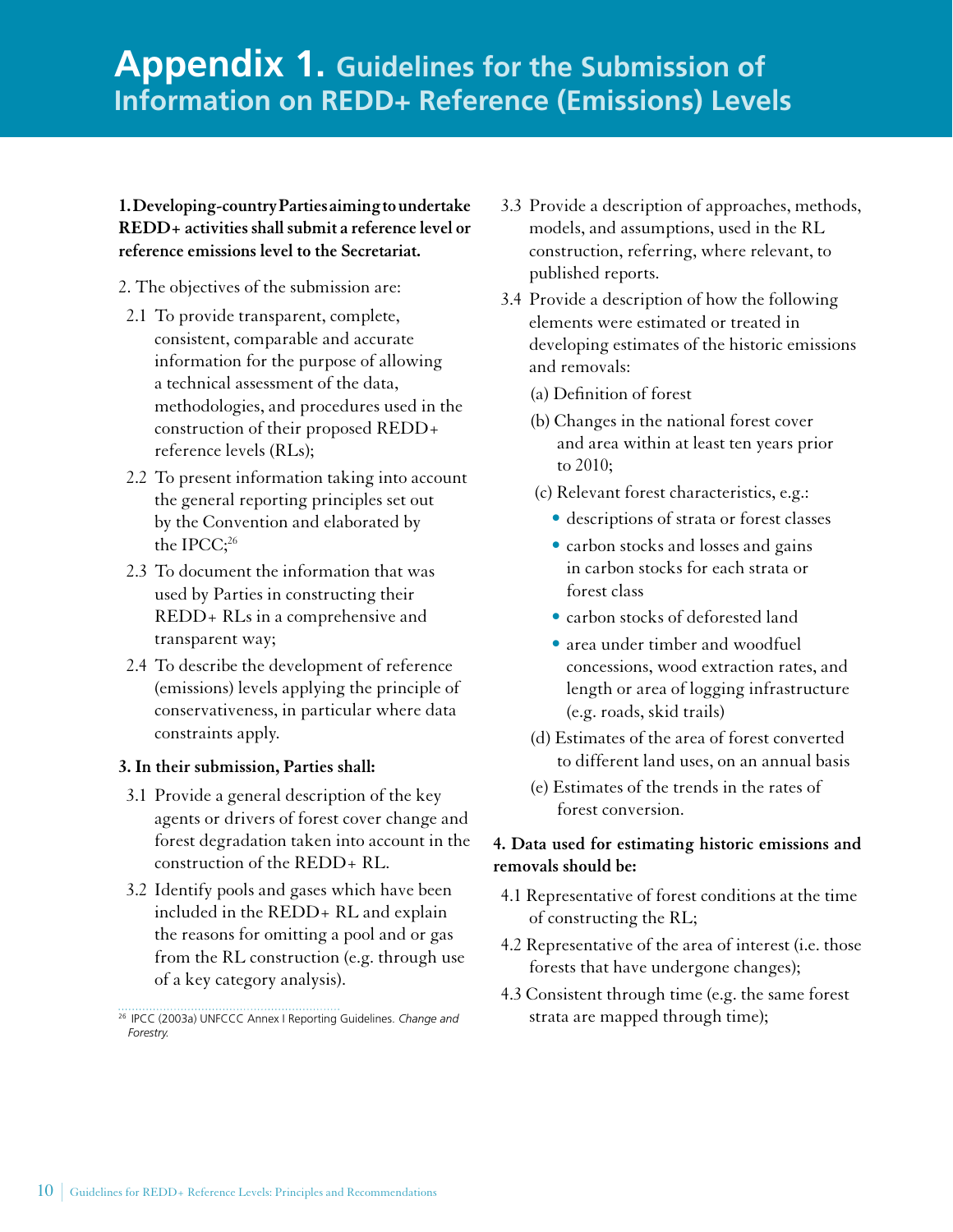# Appendix 1. Guidelines for the Submission of Information on REDD+ Reference (Emissions) Levels

**1. Developing-country Parties aiming to undertake REDD+ activities shall submit a reference level or reference emissions level to the Secretariat.**

2. The objectives of the submission are:

2.1 To provide transparent, complete, consistent, comparable and accurate information for the purpose of allowing a technical assessment of the data, methodologies, and procedures used in the construction of their proposed REDD+ reference levels (RLs);

2.2 To present information taking into account the general reporting principles set out by the Convention and elaborated by the IPCC;[26]

2.3 To document the information that was used by Parties in constructing their REDD+ RLs in a comprehensive and transparent way;

2.4 To describe the development of reference (emissions) levels applying the principle of conservativeness, in particular where data constraints apply.

**3. In their submission, Parties shall:**

3.1 Provide a general description of the key agents or drivers of forest cover change and forest degradation taken into account in the construction of the REDD+ RL.

3.2 Identify pools and gases which have been included in the REDD+ RL and explain the reasons for omitting a pool and or gas from the RL construction (e.g. through use of a key category analysis).

[26] IPCC (2003a) UNFCCC Annex I Reporting Guidelines. *Change and Forestry.*

3.3 Provide a description of approaches, methods, models, and assumptions, used in the RL construction, referring, where relevant, to published reports.

3.4 Provide a description of how the following elements were estimated or treated in developing estimates of the historic emissions and removals:

(a) Definition of forest

(b) Changes in the national forest cover and area within at least ten years prior to 2010;

(c) Relevant forest characteristics, e.g.:

- descriptions of strata or forest classes
- carbon stocks and losses and gains in carbon stocks for each strata or forest class
- carbon stocks of deforested land
- area under timber and woodfuel concessions, wood extraction rates, and length or area of logging infrastructure (e.g. roads, skid trails)

(d) Estimates of the area of forest converted to different land uses, on an annual basis

(e) Estimates of the trends in the rates of forest conversion.

**4. Data used for estimating historic emissions and removals should be:**

4.1 Representative of forest conditions at the time of constructing the RL;

4.2 Representative of the area of interest (i.e. those forests that have undergone changes);

4.3 Consistent through time (e.g. the same forest strata are mapped through time);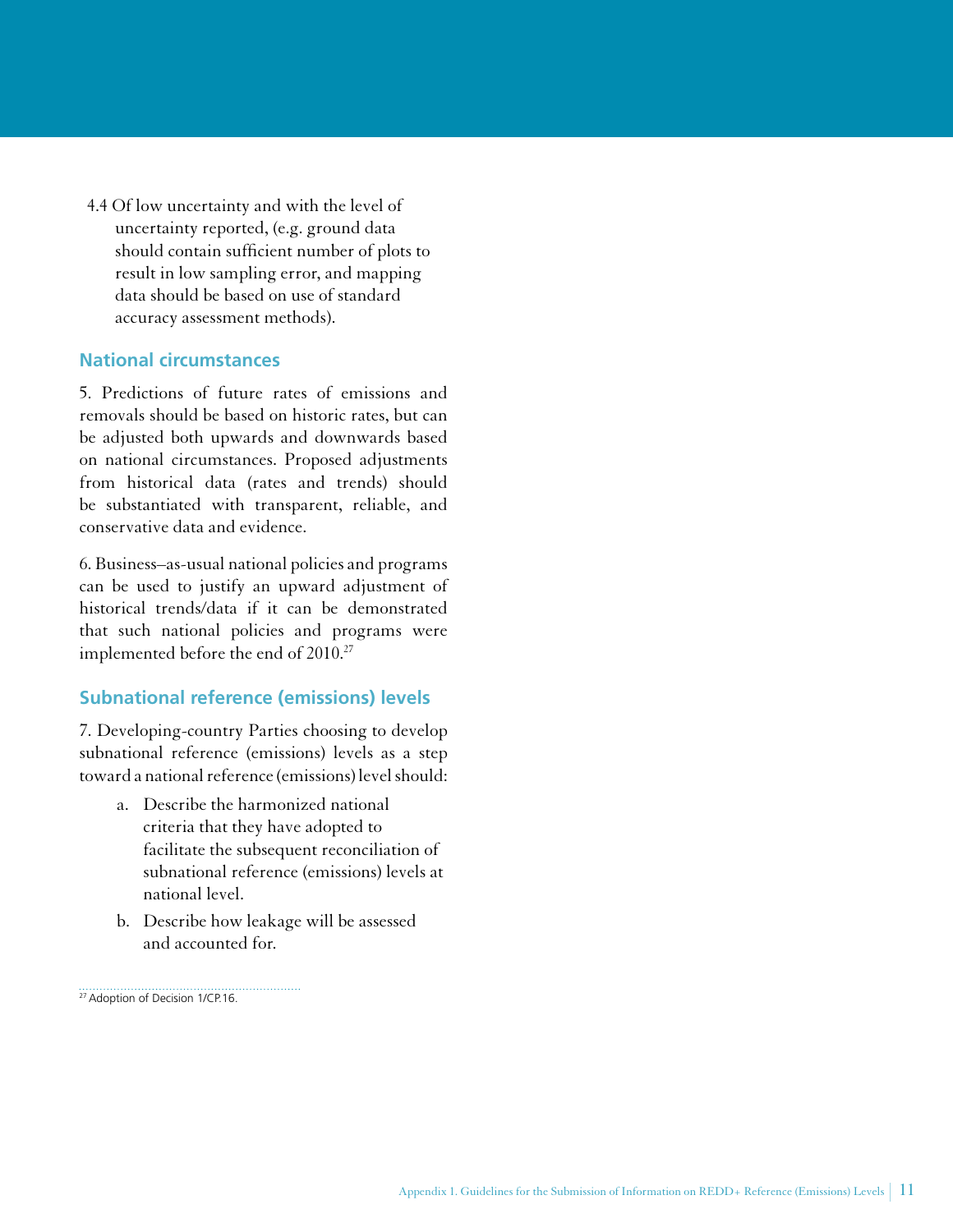4.4 Of low uncertainty and with the level of uncertainty reported, (e.g. ground data should contain sufficient number of plots to result in low sampling error, and mapping data should be based on use of standard accuracy assessment methods).

## National circumstances

5. Predictions of future rates of emissions and removals should be based on historic rates, but can be adjusted both upwards and downwards based on national circumstances. Proposed adjustments from historical data (rates and trends) should be substantiated with transparent, reliable, and conservative data and evidence.

6. Business–as-usual national policies and programs can be used to justify an upward adjustment of historical trends/data if it can be demonstrated that such national policies and programs were implemented before the end of 2010.[27]

## Subnational reference (emissions) levels

7. Developing-country Parties choosing to develop subnational reference (emissions) levels as a step toward a national reference (emissions) level should:

a. Describe the harmonized national criteria that they have adopted to facilitate the subsequent reconciliation of subnational reference (emissions) levels at national level.

b. Describe how leakage will be assessed and accounted for.

[27] Adoption of Decision 1/CP.16.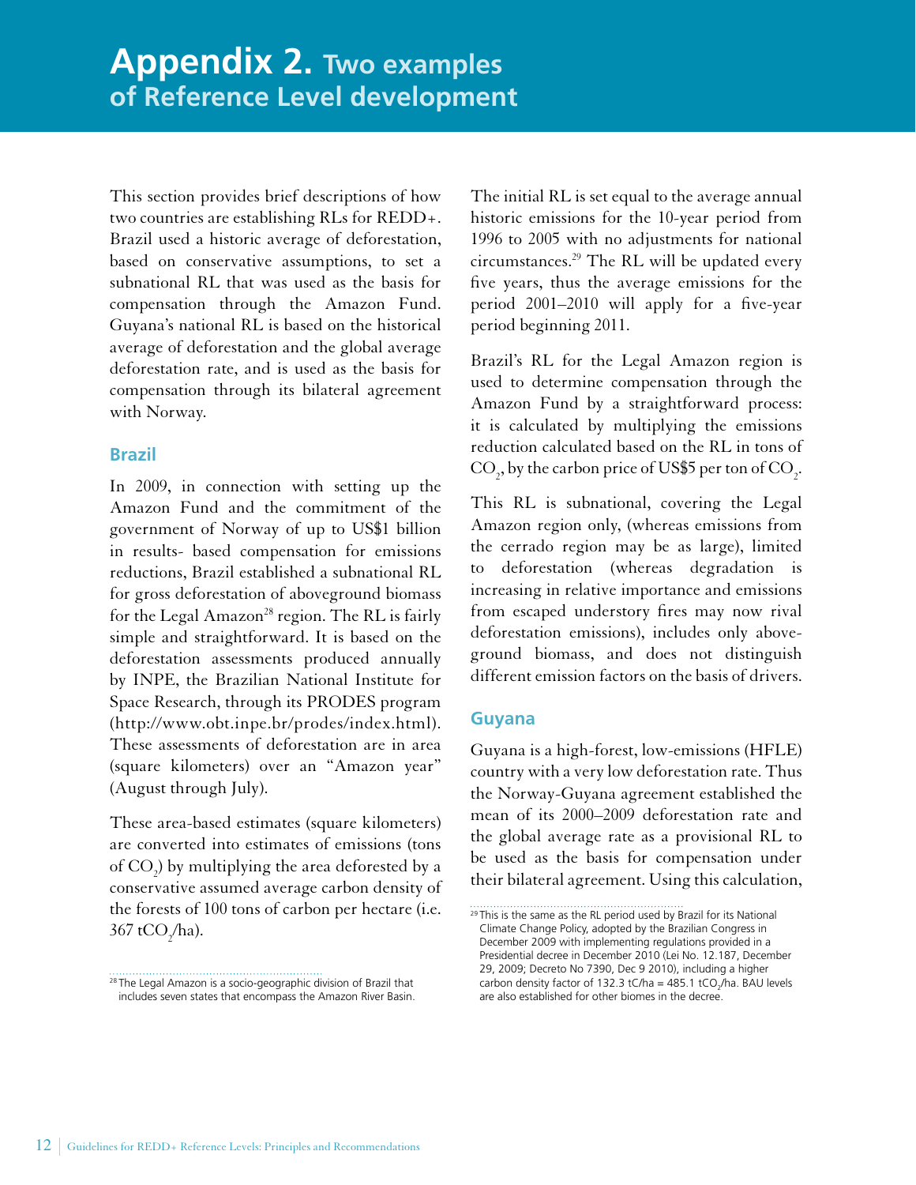# Appendix 2. Two examples of Reference Level development

This section provides brief descriptions of how two countries are establishing RLs for REDD+. Brazil used a historic average of deforestation, based on conservative assumptions, to set a subnational RL that was used as the basis for compensation through the Amazon Fund. Guyana's national RL is based on the historical average of deforestation and the global average deforestation rate, and is used as the basis for compensation through its bilateral agreement with Norway.

## Brazil

In 2009, in connection with setting up the Amazon Fund and the commitment of the government of Norway of up to US$1 billion in results- based compensation for emissions reductions, Brazil established a subnational RL for gross deforestation of aboveground biomass for the Legal Amazon[28] region. The RL is fairly simple and straightforward. It is based on the deforestation assessments produced annually by INPE, the Brazilian National Institute for Space Research, through its PRODES program (http://www.obt.inpe.br/prodes/index.html). These assessments of deforestation are in area (square kilometers) over an "Amazon year" (August through July).

These area-based estimates (square kilometers) are converted into estimates of emissions (tons of $CO_2$) by multiplying the area deforested by a conservative assumed average carbon density of the forests of 100 tons of carbon per hectare (i.e. 367 $tCO_2$/ha).

The initial RL is set equal to the average annual historic emissions for the 10-year period from 1996 to 2005 with no adjustments for national circumstances.[29] The RL will be updated every five years, thus the average emissions for the period 2001–2010 will apply for a five-year period beginning 2011.

Brazil's RL for the Legal Amazon region is used to determine compensation through the Amazon Fund by a straightforward process: it is calculated by multiplying the emissions reduction calculated based on the RL in tons of $CO_2$, by the carbon price of US$5 per ton of $CO_2$.

This RL is subnational, covering the Legal Amazon region only, (whereas emissions from the cerrado region may be as large), limited to deforestation (whereas degradation is increasing in relative importance and emissions from escaped understory fires may now rival deforestation emissions), includes only above-ground biomass, and does not distinguish different emission factors on the basis of drivers.

## Guyana

Guyana is a high-forest, low-emissions (HFLE) country with a very low deforestation rate. Thus the Norway-Guyana agreement established the mean of its 2000–2009 deforestation rate and the global average rate as a provisional RL to be used as the basis for compensation under their bilateral agreement. Using this calculation,

[28] The Legal Amazon is a socio-geographic division of Brazil that includes seven states that encompass the Amazon River Basin.

[29] This is the same as the RL period used by Brazil for its National Climate Change Policy, adopted by the Brazilian Congress in December 2009 with implementing regulations provided in a Presidential decree in December 2010 (Lei No. 12.187, December 29, 2009; Decreto No 7390, Dec 9 2010), including a higher carbon density factor of 132.3 tC/ha = 485.1 $tCO_2$/ha. BAU levels are also established for other biomes in the decree.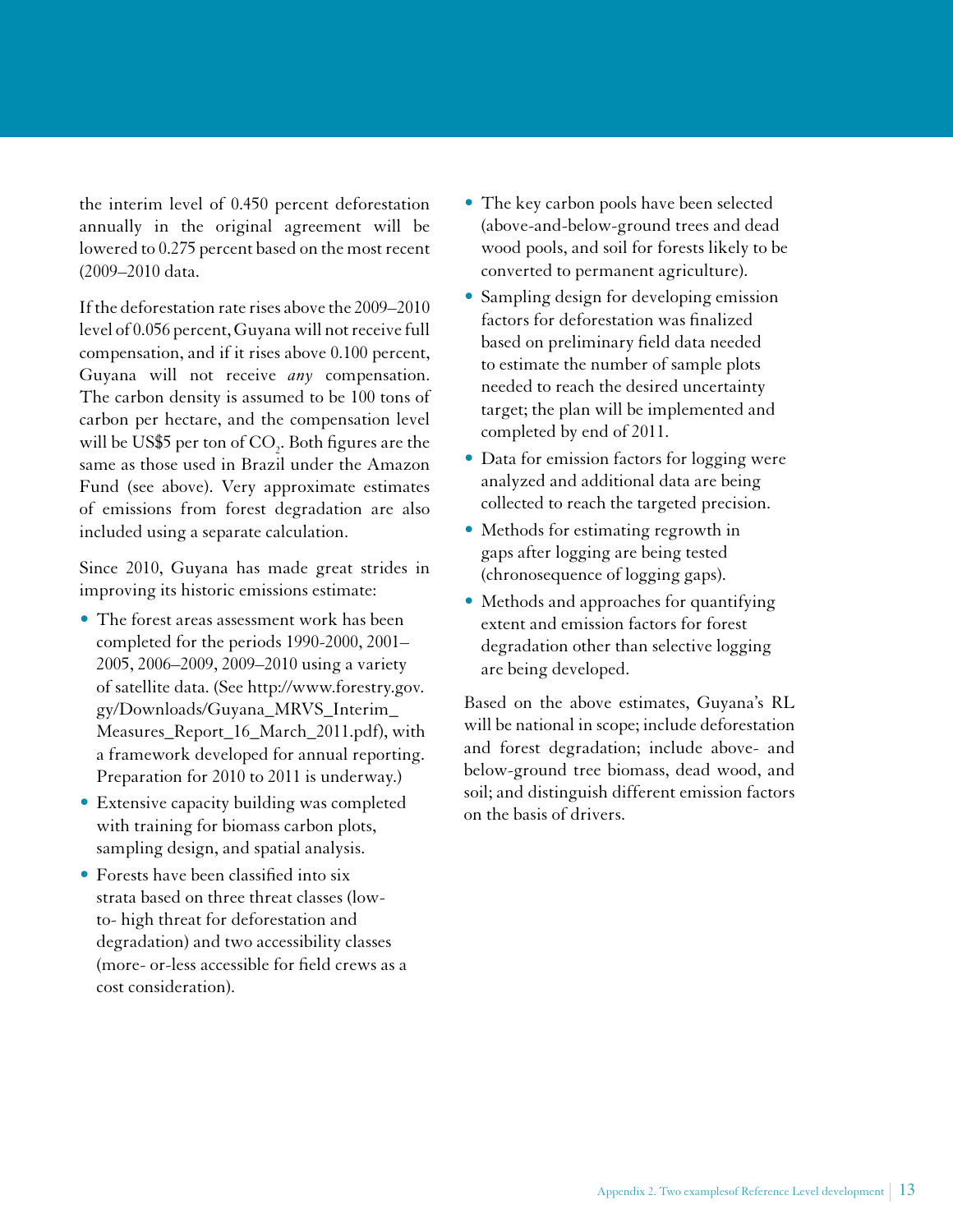the interim level of 0.450 percent deforestation annually in the original agreement will be lowered to 0.275 percent based on the most recent (2009–2010 data.

If the deforestation rate rises above the 2009–2010 level of 0.056 percent, Guyana will not receive full compensation, and if it rises above 0.100 percent, Guyana will not receive *any* compensation. The carbon density is assumed to be 100 tons of carbon per hectare, and the compensation level will be US$5 per ton of $CO_2$. Both figures are the same as those used in Brazil under the Amazon Fund (see above). Very approximate estimates of emissions from forest degradation are also included using a separate calculation.

Since 2010, Guyana has made great strides in improving its historic emissions estimate:

- The forest areas assessment work has been completed for the periods 1990-2000, 2001–2005, 2006–2009, 2009–2010 using a variety of satellite data. (See http://www.forestry.gov.gy/Downloads/Guyana_MRVS_Interim_Measures_Report_16_March_2011.pdf), with a framework developed for annual reporting. Preparation for 2010 to 2011 is underway.)
- Extensive capacity building was completed with training for biomass carbon plots, sampling design, and spatial analysis.
- Forests have been classified into six strata based on three threat classes (low- to- high threat for deforestation and degradation) and two accessibility classes (more- or-less accessible for field crews as a cost consideration).
- The key carbon pools have been selected (above-and-below-ground trees and dead wood pools, and soil for forests likely to be converted to permanent agriculture).
- Sampling design for developing emission factors for deforestation was finalized based on preliminary field data needed to estimate the number of sample plots needed to reach the desired uncertainty target; the plan will be implemented and completed by end of 2011.
- Data for emission factors for logging were analyzed and additional data are being collected to reach the targeted precision.
- Methods for estimating regrowth in gaps after logging are being tested (chronosequence of logging gaps).
- Methods and approaches for quantifying extent and emission factors for forest degradation other than selective logging are being developed.

Based on the above estimates, Guyana's RL will be national in scope; include deforestation and forest degradation; include above- and below-ground tree biomass, dead wood, and soil; and distinguish different emission factors on the basis of drivers.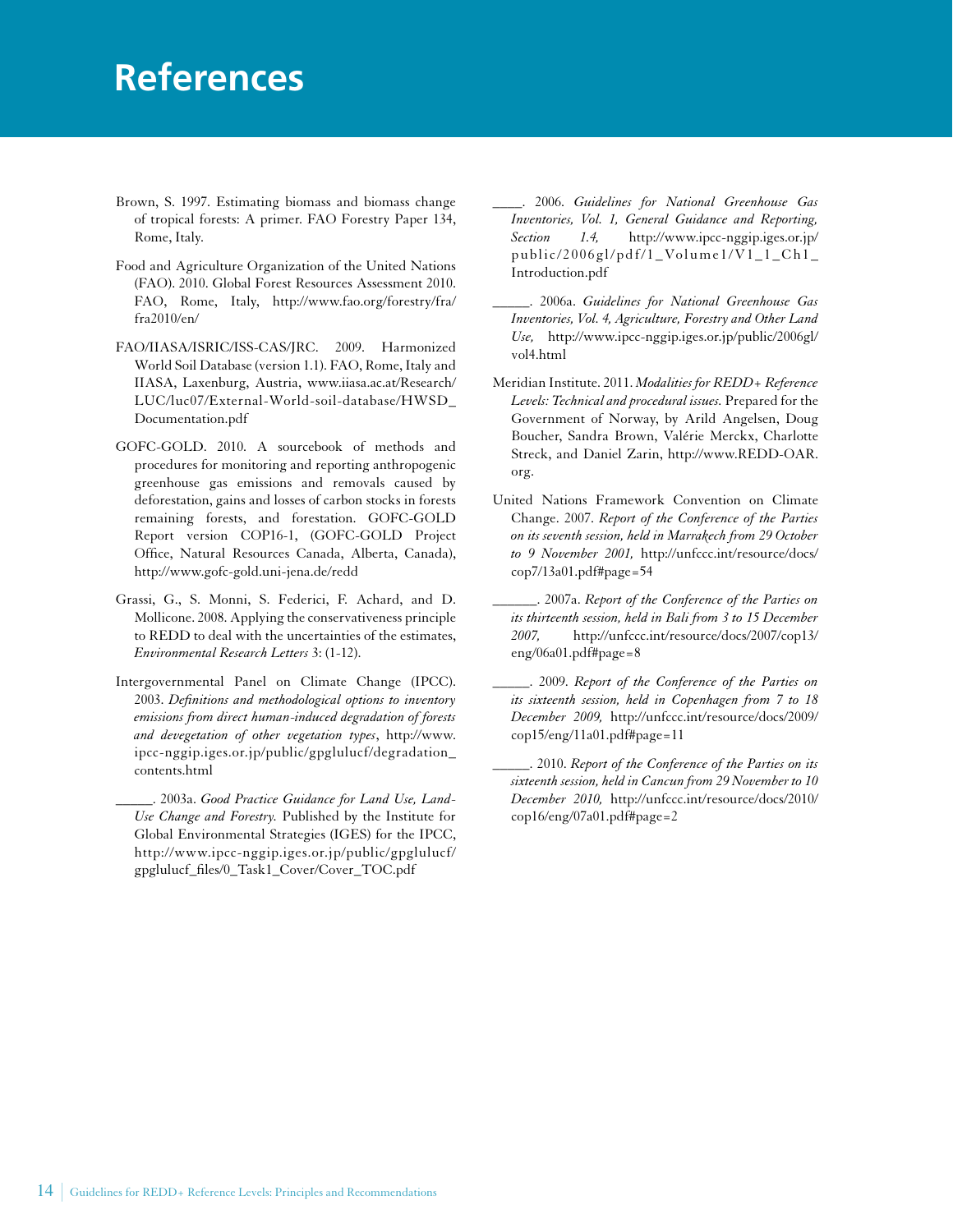# References

Brown, S. 1997. Estimating biomass and biomass change of tropical forests: A primer. FAO Forestry Paper 134, Rome, Italy.

Food and Agriculture Organization of the United Nations (FAO). 2010. Global Forest Resources Assessment 2010. FAO, Rome, Italy, http://www.fao.org/forestry/fra/fra2010/en/

FAO/IIASA/ISRIC/ISS-CAS/JRC. 2009. Harmonized World Soil Database (version 1.1). FAO, Rome, Italy and IIASA, Laxenburg, Austria, www.iiasa.ac.at/Research/LUC/luc07/External-World-soil-database/HWSD_Documentation.pdf

GOFC-GOLD. 2010. A sourcebook of methods and procedures for monitoring and reporting anthropogenic greenhouse gas emissions and removals caused by deforestation, gains and losses of carbon stocks in forests remaining forests, and forestation. GOFC-GOLD Report version COP16-1, (GOFC-GOLD Project Office, Natural Resources Canada, Alberta, Canada), http://www.gofc-gold.uni-jena.de/redd

Grassi, G., S. Monni, S. Federici, F. Achard, and D. Mollicone. 2008. Applying the conservativeness principle to REDD to deal with the uncertainties of the estimates, *Environmental Research Letters* 3: (1-12).

Intergovernmental Panel on Climate Change (IPCC). 2003. *Definitions and methodological options to inventory emissions from direct human-induced degradation of forests and devegetation of other vegetation types*, http://www.ipcc-nggip.iges.or.jp/public/gpglulucf/degradation_contents.html

_____. 2003a. *Good Practice Guidance for Land Use, Land-Use Change and Forestry.* Published by the Institute for Global Environmental Strategies (IGES) for the IPCC, http://www.ipcc-nggip.iges.or.jp/public/gpglulucf/gpglulucf_files/0_Task1_Cover/Cover_TOC.pdf

____. 2006. *Guidelines for National Greenhouse Gas Inventories, Vol. 1, General Guidance and Reporting, Section 1.4,* http://www.ipcc-nggip.iges.or.jp/public/2006gl/pdf/1_Volume1/V1_1_Ch1_Introduction.pdf

_____. 2006a. *Guidelines for National Greenhouse Gas Inventories, Vol. 4, Agriculture, Forestry and Other Land Use,* http://www.ipcc-nggip.iges.or.jp/public/2006gl/vol4.html

Meridian Institute. 2011. *Modalities for REDD+ Reference Levels: Technical and procedural issues.* Prepared for the Government of Norway, by Arild Angelsen, Doug Boucher, Sandra Brown, Valérie Merckx, Charlotte Streck, and Daniel Zarin, http://www.REDD-OAR.org.

United Nations Framework Convention on Climate Change. 2007. *Report of the Conference of the Parties on its seventh session, held in Marrakech from 29 October to 9 November 2001,* http://unfccc.int/resource/docs/cop7/13a01.pdf#page=54

______. 2007a. *Report of the Conference of the Parties on its thirteenth session, held in Bali from 3 to 15 December 2007,* http://unfccc.int/resource/docs/2007/cop13/eng/06a01.pdf#page=8

_____. 2009. *Report of the Conference of the Parties on its sixteenth session, held in Copenhagen from 7 to 18 December 2009,* http://unfccc.int/resource/docs/2009/cop15/eng/11a01.pdf#page=11

_____. 2010. *Report of the Conference of the Parties on its sixteenth session, held in Cancun from 29 November to 10 December 2010,* http://unfccc.int/resource/docs/2010/cop16/eng/07a01.pdf#page=2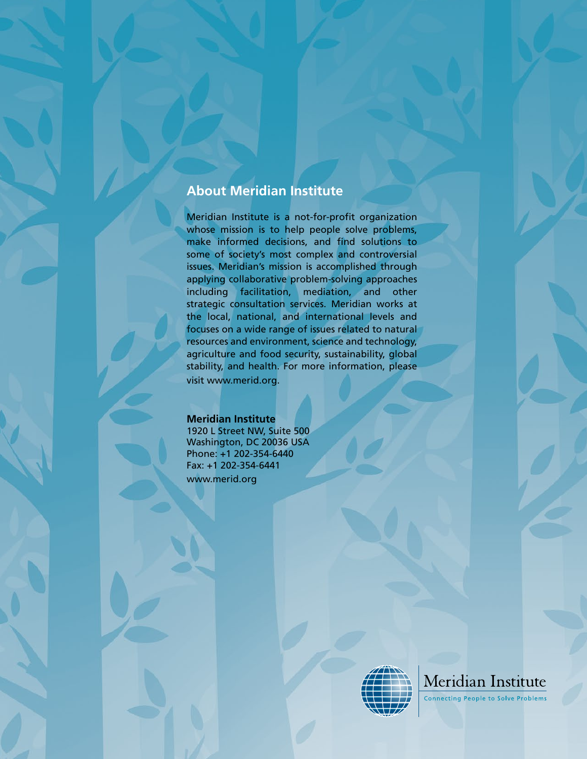## About Meridian Institute

Meridian Institute is a not-for-profit organization whose mission is to help people solve problems, make informed decisions, and find solutions to some of society's most complex and controversial issues. Meridian's mission is accomplished through applying collaborative problem-solving approaches including facilitation, mediation, and other strategic consultation services. Meridian works at the local, national, and international levels and focuses on a wide range of issues related to natural resources and environment, science and technology, agriculture and food security, sustainability, global stability, and health. For more information, please visit www.merid.org.

**Meridian Institute**
1920 L Street NW, Suite 500
Washington, DC 20036 USA
Phone: +1 202-354-6440
Fax: +1 202-354-6441
www.merid.org

Meridian Institute
Connecting People to Solve Problems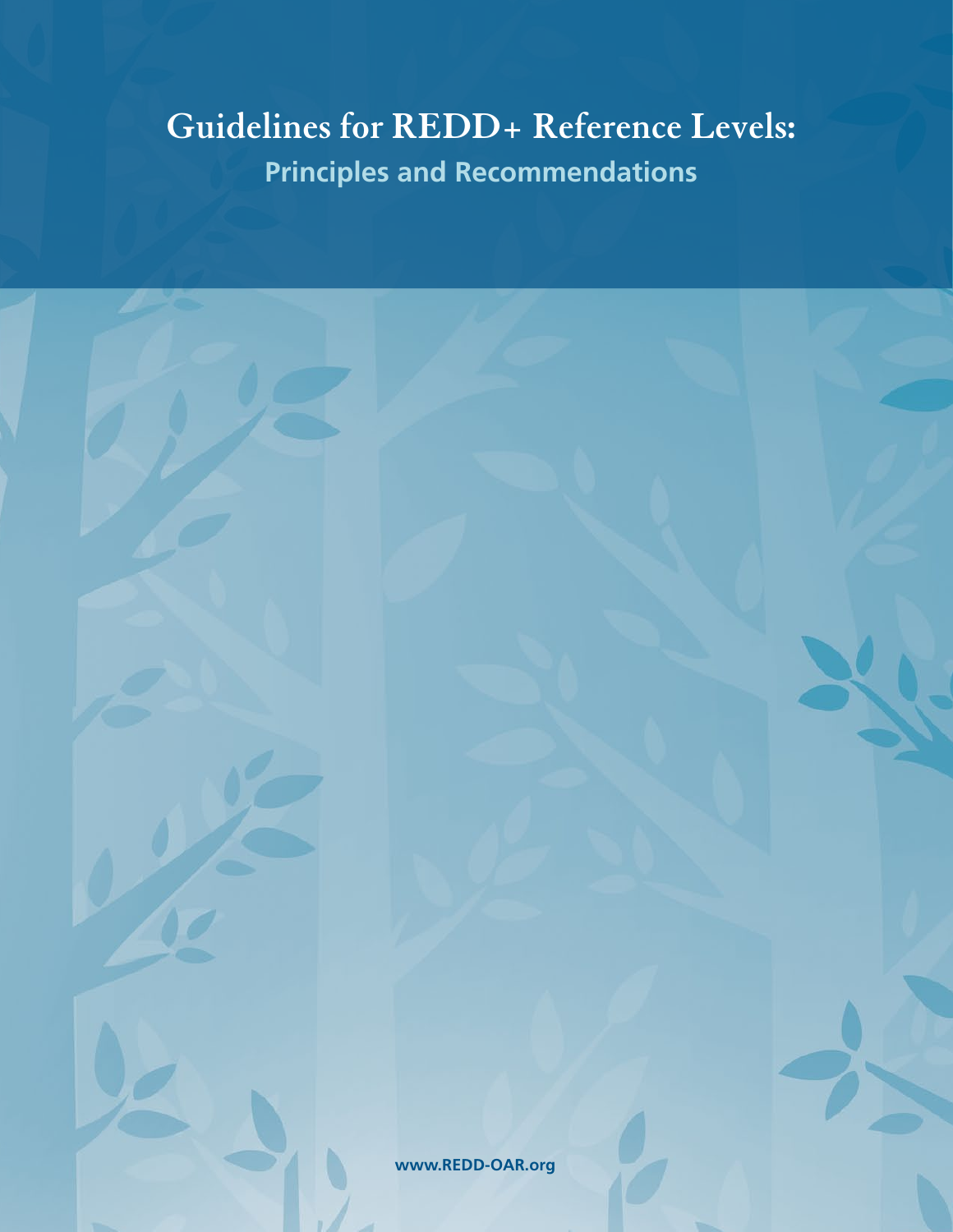# Guidelines for REDD+ Reference Levels:

## Principles and Recommendations

www.REDD-OAR.org